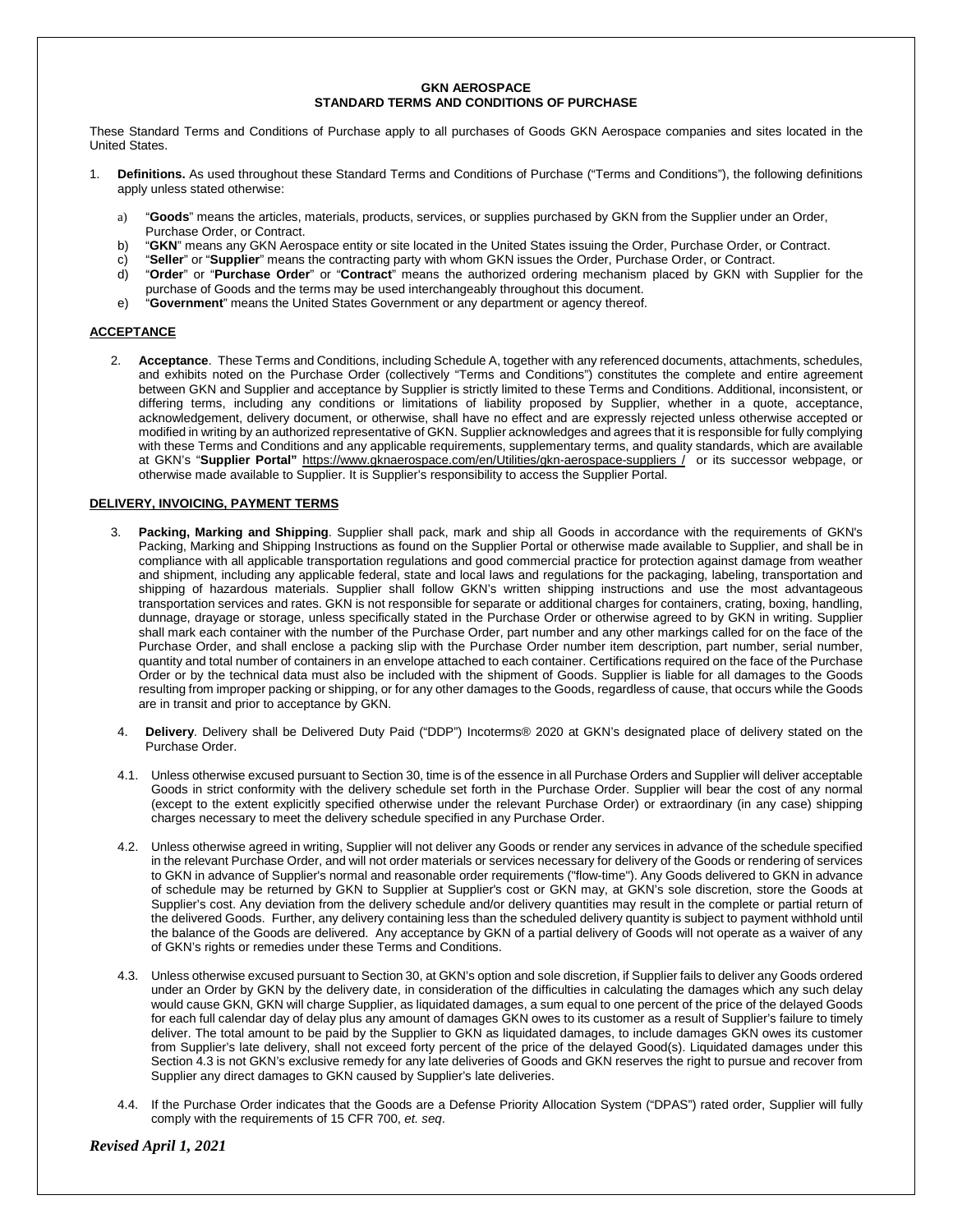# GKN AEROSPACE
## STANDARD TERMS AND CONDITIONS OF PURCHASE

These Standard Terms and Conditions of Purchase apply to all purchases of Goods GKN Aerospace companies and sites located in the United States.

1. **Definitions.** As used throughout these Standard Terms and Conditions of Purchase ("Terms and Conditions"), the following definitions apply unless stated otherwise:

   a) "**Goods**" means the articles, materials, products, services, or supplies purchased by GKN from the Supplier under an Order, Purchase Order, or Contract.
   b) "**GKN**" means any GKN Aerospace entity or site located in the United States issuing the Order, Purchase Order, or Contract.
   c) "**Seller**" or "**Supplier**" means the contracting party with whom GKN issues the Order, Purchase Order, or Contract.
   d) "**Order**" or "**Purchase Order**" or "**Contract**" means the authorized ordering mechanism placed by GKN with Supplier for the purchase of Goods and the terms may be used interchangeably throughout this document.
   e) "**Government**" means the United States Government or any department or agency thereof.

**ACCEPTANCE**

2. **Acceptance**. These Terms and Conditions, including Schedule A, together with any referenced documents, attachments, schedules, and exhibits noted on the Purchase Order (collectively "Terms and Conditions") constitutes the complete and entire agreement between GKN and Supplier and acceptance by Supplier is strictly limited to these Terms and Conditions. Additional, inconsistent, or differing terms, including any conditions or limitations of liability proposed by Supplier, whether in a quote, acceptance, acknowledgement, delivery document, or otherwise, shall have no effect and are expressly rejected unless otherwise accepted or modified in writing by an authorized representative of GKN. Supplier acknowledges and agrees that it is responsible for fully complying with these Terms and Conditions and any applicable requirements, supplementary terms, and quality standards, which are available at GKN's "**Supplier Portal"** https://www.gknaerospace.com/en/Utilities/gkn-aerospace-suppliers / or its successor webpage, or otherwise made available to Supplier. It is Supplier's responsibility to access the Supplier Portal.

**DELIVERY, INVOICING, PAYMENT TERMS**

3. **Packing, Marking and Shipping**. Supplier shall pack, mark and ship all Goods in accordance with the requirements of GKN's Packing, Marking and Shipping Instructions as found on the Supplier Portal or otherwise made available to Supplier, and shall be in compliance with all applicable transportation regulations and good commercial practice for protection against damage from weather and shipment, including any applicable federal, state and local laws and regulations for the packaging, labeling, transportation and shipping of hazardous materials. Supplier shall follow GKN's written shipping instructions and use the most advantageous transportation services and rates. GKN is not responsible for separate or additional charges for containers, crating, boxing, handling, dunnage, drayage or storage, unless specifically stated in the Purchase Order or otherwise agreed to by GKN in writing. Supplier shall mark each container with the number of the Purchase Order, part number and any other markings called for on the face of the Purchase Order, and shall enclose a packing slip with the Purchase Order number item description, part number, serial number, quantity and total number of containers in an envelope attached to each container. Certifications required on the face of the Purchase Order or by the technical data must also be included with the shipment of Goods. Supplier is liable for all damages to the Goods resulting from improper packing or shipping, or for any other damages to the Goods, regardless of cause, that occurs while the Goods are in transit and prior to acceptance by GKN.

4. **Delivery**. Delivery shall be Delivered Duty Paid ("DDP") Incoterms® 2020 at GKN's designated place of delivery stated on the Purchase Order.

4.1. Unless otherwise excused pursuant to Section 30, time is of the essence in all Purchase Orders and Supplier will deliver acceptable Goods in strict conformity with the delivery schedule set forth in the Purchase Order. Supplier will bear the cost of any normal (except to the extent explicitly specified otherwise under the relevant Purchase Order) or extraordinary (in any case) shipping charges necessary to meet the delivery schedule specified in any Purchase Order.

4.2. Unless otherwise agreed in writing, Supplier will not deliver any Goods or render any services in advance of the schedule specified in the relevant Purchase Order, and will not order materials or services necessary for delivery of the Goods or rendering of services to GKN in advance of Supplier's normal and reasonable order requirements ("flow-time"). Any Goods delivered to GKN in advance of schedule may be returned by GKN to Supplier at Supplier's cost or GKN may, at GKN's sole discretion, store the Goods at Supplier's cost. Any deviation from the delivery schedule and/or delivery quantities may result in the complete or partial return of the delivered Goods. Further, any delivery containing less than the scheduled delivery quantity is subject to payment withhold until the balance of the Goods are delivered. Any acceptance by GKN of a partial delivery of Goods will not operate as a waiver of any of GKN's rights or remedies under these Terms and Conditions.

4.3. Unless otherwise excused pursuant to Section 30, at GKN's option and sole discretion, if Supplier fails to deliver any Goods ordered under an Order by GKN by the delivery date, in consideration of the difficulties in calculating the damages which any such delay would cause GKN, GKN will charge Supplier, as liquidated damages, a sum equal to one percent of the price of the delayed Goods for each full calendar day of delay plus any amount of damages GKN owes to its customer as a result of Supplier's failure to timely deliver. The total amount to be paid by the Supplier to GKN as liquidated damages, to include damages GKN owes its customer from Supplier's late delivery, shall not exceed forty percent of the price of the delayed Good(s). Liquidated damages under this Section 4.3 is not GKN's exclusive remedy for any late deliveries of Goods and GKN reserves the right to pursue and recover from Supplier any direct damages to GKN caused by Supplier's late deliveries.

4.4. If the Purchase Order indicates that the Goods are a Defense Priority Allocation System ("DPAS") rated order, Supplier will fully comply with the requirements of 15 CFR 700, *et. seq*.

*Revised April 1, 2021*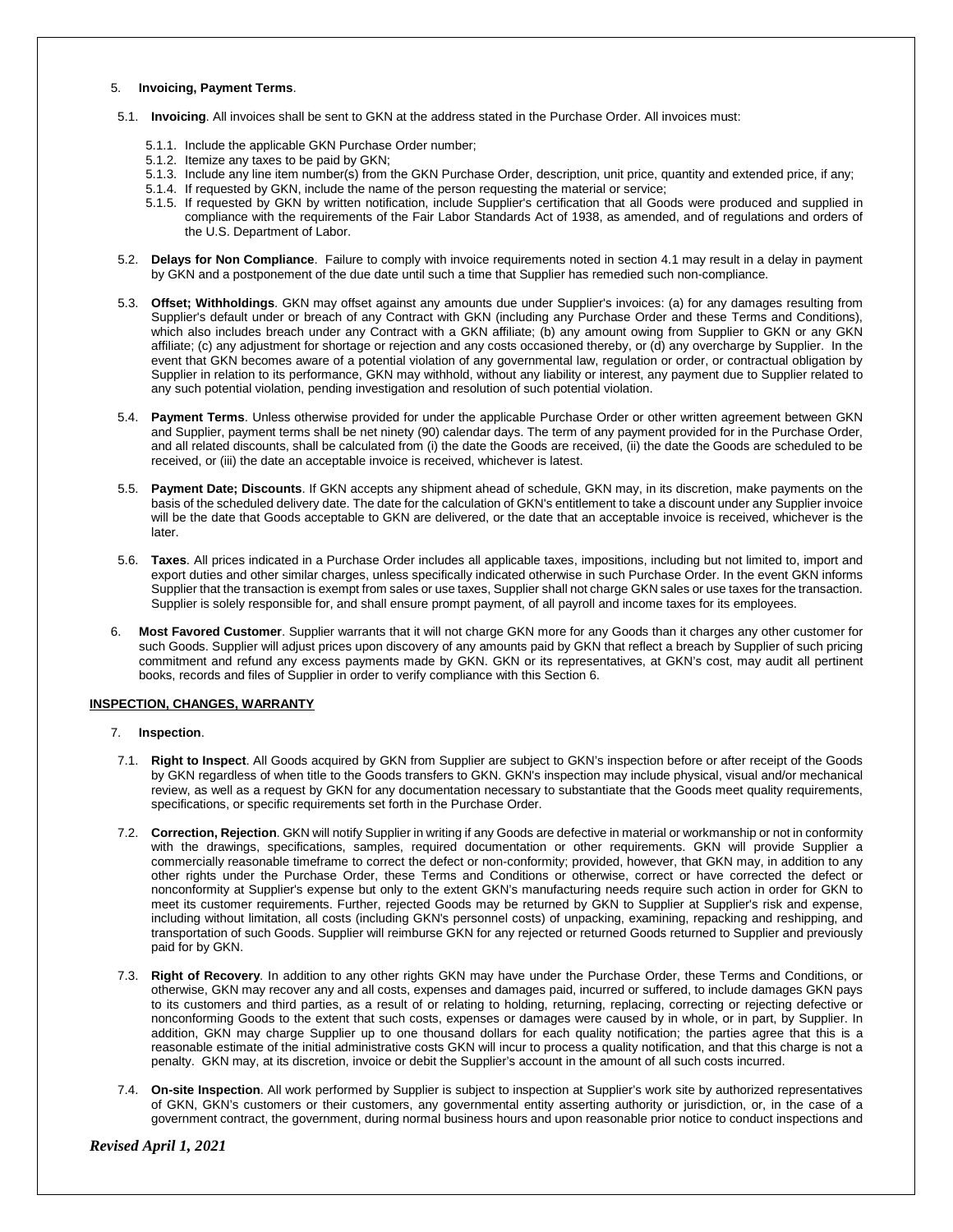5. **Invoicing, Payment Terms**.

5.1. **Invoicing**. All invoices shall be sent to GKN at the address stated in the Purchase Order. All invoices must:

5.1.1. Include the applicable GKN Purchase Order number;
5.1.2. Itemize any taxes to be paid by GKN;
5.1.3. Include any line item number(s) from the GKN Purchase Order, description, unit price, quantity and extended price, if any;
5.1.4. If requested by GKN, include the name of the person requesting the material or service;
5.1.5. If requested by GKN by written notification, include Supplier's certification that all Goods were produced and supplied in compliance with the requirements of the Fair Labor Standards Act of 1938, as amended, and of regulations and orders of the U.S. Department of Labor.

5.2. **Delays for Non Compliance**. Failure to comply with invoice requirements noted in section 4.1 may result in a delay in payment by GKN and a postponement of the due date until such a time that Supplier has remedied such non-compliance.

5.3. **Offset; Withholdings**. GKN may offset against any amounts due under Supplier's invoices: (a) for any damages resulting from Supplier's default under or breach of any Contract with GKN (including any Purchase Order and these Terms and Conditions), which also includes breach under any Contract with a GKN affiliate; (b) any amount owing from Supplier to GKN or any GKN affiliate; (c) any adjustment for shortage or rejection and any costs occasioned thereby, or (d) any overcharge by Supplier. In the event that GKN becomes aware of a potential violation of any governmental law, regulation or order, or contractual obligation by Supplier in relation to its performance, GKN may withhold, without any liability or interest, any payment due to Supplier related to any such potential violation, pending investigation and resolution of such potential violation.

5.4. **Payment Terms**. Unless otherwise provided for under the applicable Purchase Order or other written agreement between GKN and Supplier, payment terms shall be net ninety (90) calendar days. The term of any payment provided for in the Purchase Order, and all related discounts, shall be calculated from (i) the date the Goods are received, (ii) the date the Goods are scheduled to be received, or (iii) the date an acceptable invoice is received, whichever is latest.

5.5. **Payment Date; Discounts**. If GKN accepts any shipment ahead of schedule, GKN may, in its discretion, make payments on the basis of the scheduled delivery date. The date for the calculation of GKN's entitlement to take a discount under any Supplier invoice will be the date that Goods acceptable to GKN are delivered, or the date that an acceptable invoice is received, whichever is the later.

5.6. **Taxes**. All prices indicated in a Purchase Order includes all applicable taxes, impositions, including but not limited to, import and export duties and other similar charges, unless specifically indicated otherwise in such Purchase Order. In the event GKN informs Supplier that the transaction is exempt from sales or use taxes, Supplier shall not charge GKN sales or use taxes for the transaction. Supplier is solely responsible for, and shall ensure prompt payment, of all payroll and income taxes for its employees.

6. **Most Favored Customer**. Supplier warrants that it will not charge GKN more for any Goods than it charges any other customer for such Goods. Supplier will adjust prices upon discovery of any amounts paid by GKN that reflect a breach by Supplier of such pricing commitment and refund any excess payments made by GKN. GKN or its representatives, at GKN's cost, may audit all pertinent books, records and files of Supplier in order to verify compliance with this Section 6.

## INSPECTION, CHANGES, WARRANTY

7. **Inspection**.

7.1. **Right to Inspect**. All Goods acquired by GKN from Supplier are subject to GKN's inspection before or after receipt of the Goods by GKN regardless of when title to the Goods transfers to GKN. GKN's inspection may include physical, visual and/or mechanical review, as well as a request by GKN for any documentation necessary to substantiate that the Goods meet quality requirements, specifications, or specific requirements set forth in the Purchase Order.

7.2. **Correction, Rejection**. GKN will notify Supplier in writing if any Goods are defective in material or workmanship or not in conformity with the drawings, specifications, samples, required documentation or other requirements. GKN will provide Supplier a commercially reasonable timeframe to correct the defect or non-conformity; provided, however, that GKN may, in addition to any other rights under the Purchase Order, these Terms and Conditions or otherwise, correct or have corrected the defect or nonconformity at Supplier's expense but only to the extent GKN's manufacturing needs require such action in order for GKN to meet its customer requirements. Further, rejected Goods may be returned by GKN to Supplier at Supplier's risk and expense, including without limitation, all costs (including GKN's personnel costs) of unpacking, examining, repacking and reshipping, and transportation of such Goods. Supplier will reimburse GKN for any rejected or returned Goods returned to Supplier and previously paid for by GKN.

7.3. **Right of Recovery**. In addition to any other rights GKN may have under the Purchase Order, these Terms and Conditions, or otherwise, GKN may recover any and all costs, expenses and damages paid, incurred or suffered, to include damages GKN pays to its customers and third parties, as a result of or relating to holding, returning, replacing, correcting or rejecting defective or nonconforming Goods to the extent that such costs, expenses or damages were caused by in whole, or in part, by Supplier. In addition, GKN may charge Supplier up to one thousand dollars for each quality notification; the parties agree that this is a reasonable estimate of the initial administrative costs GKN will incur to process a quality notification, and that this charge is not a penalty. GKN may, at its discretion, invoice or debit the Supplier's account in the amount of all such costs incurred.

7.4. **On-site Inspection**. All work performed by Supplier is subject to inspection at Supplier's work site by authorized representatives of GKN, GKN's customers or their customers, any governmental entity asserting authority or jurisdiction, or, in the case of a government contract, the government, during normal business hours and upon reasonable prior notice to conduct inspections and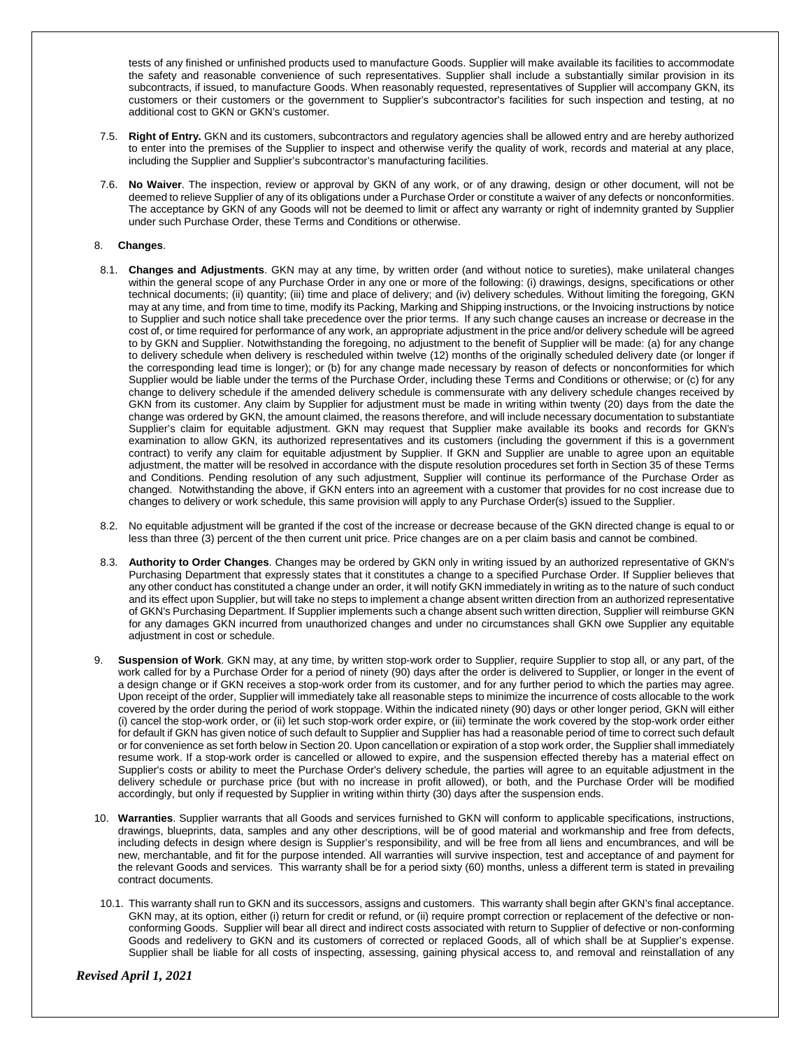tests of any finished or unfinished products used to manufacture Goods. Supplier will make available its facilities to accommodate the safety and reasonable convenience of such representatives. Supplier shall include a substantially similar provision in its subcontracts, if issued, to manufacture Goods. When reasonably requested, representatives of Supplier will accompany GKN, its customers or their customers or the government to Supplier's subcontractor's facilities for such inspection and testing, at no additional cost to GKN or GKN's customer.

7.5. **Right of Entry.** GKN and its customers, subcontractors and regulatory agencies shall be allowed entry and are hereby authorized to enter into the premises of the Supplier to inspect and otherwise verify the quality of work, records and material at any place, including the Supplier and Supplier's subcontractor's manufacturing facilities.

7.6. **No Waiver**. The inspection, review or approval by GKN of any work, or of any drawing, design or other document, will not be deemed to relieve Supplier of any of its obligations under a Purchase Order or constitute a waiver of any defects or nonconformities. The acceptance by GKN of any Goods will not be deemed to limit or affect any warranty or right of indemnity granted by Supplier under such Purchase Order, these Terms and Conditions or otherwise.

8. **Changes**.

8.1. **Changes and Adjustments**. GKN may at any time, by written order (and without notice to sureties), make unilateral changes within the general scope of any Purchase Order in any one or more of the following: (i) drawings, designs, specifications or other technical documents; (ii) quantity; (iii) time and place of delivery; and (iv) delivery schedules. Without limiting the foregoing, GKN may at any time, and from time to time, modify its Packing, Marking and Shipping instructions, or the Invoicing instructions by notice to Supplier and such notice shall take precedence over the prior terms. If any such change causes an increase or decrease in the cost of, or time required for performance of any work, an appropriate adjustment in the price and/or delivery schedule will be agreed to by GKN and Supplier. Notwithstanding the foregoing, no adjustment to the benefit of Supplier will be made: (a) for any change to delivery schedule when delivery is rescheduled within twelve (12) months of the originally scheduled delivery date (or longer if the corresponding lead time is longer); or (b) for any change made necessary by reason of defects or nonconformities for which Supplier would be liable under the terms of the Purchase Order, including these Terms and Conditions or otherwise; or (c) for any change to delivery schedule if the amended delivery schedule is commensurate with any delivery schedule changes received by GKN from its customer. Any claim by Supplier for adjustment must be made in writing within twenty (20) days from the date the change was ordered by GKN, the amount claimed, the reasons therefore, and will include necessary documentation to substantiate Supplier's claim for equitable adjustment. GKN may request that Supplier make available its books and records for GKN's examination to allow GKN, its authorized representatives and its customers (including the government if this is a government contract) to verify any claim for equitable adjustment by Supplier. If GKN and Supplier are unable to agree upon an equitable adjustment, the matter will be resolved in accordance with the dispute resolution procedures set forth in Section 35 of these Terms and Conditions. Pending resolution of any such adjustment, Supplier will continue its performance of the Purchase Order as changed. Notwithstanding the above, if GKN enters into an agreement with a customer that provides for no cost increase due to changes to delivery or work schedule, this same provision will apply to any Purchase Order(s) issued to the Supplier.

8.2. No equitable adjustment will be granted if the cost of the increase or decrease because of the GKN directed change is equal to or less than three (3) percent of the then current unit price. Price changes are on a per claim basis and cannot be combined.

8.3. **Authority to Order Changes**. Changes may be ordered by GKN only in writing issued by an authorized representative of GKN's Purchasing Department that expressly states that it constitutes a change to a specified Purchase Order. If Supplier believes that any other conduct has constituted a change under an order, it will notify GKN immediately in writing as to the nature of such conduct and its effect upon Supplier, but will take no steps to implement a change absent written direction from an authorized representative of GKN's Purchasing Department. If Supplier implements such a change absent such written direction, Supplier will reimburse GKN for any damages GKN incurred from unauthorized changes and under no circumstances shall GKN owe Supplier any equitable adjustment in cost or schedule.

9. **Suspension of Work**. GKN may, at any time, by written stop-work order to Supplier, require Supplier to stop all, or any part, of the work called for by a Purchase Order for a period of ninety (90) days after the order is delivered to Supplier, or longer in the event of a design change or if GKN receives a stop-work order from its customer, and for any further period to which the parties may agree. Upon receipt of the order, Supplier will immediately take all reasonable steps to minimize the incurrence of costs allocable to the work covered by the order during the period of work stoppage. Within the indicated ninety (90) days or other longer period, GKN will either (i) cancel the stop-work order, or (ii) let such stop-work order expire, or (iii) terminate the work covered by the stop-work order either for default if GKN has given notice of such default to Supplier and Supplier has had a reasonable period of time to correct such default or for convenience as set forth below in Section 20. Upon cancellation or expiration of a stop work order, the Supplier shall immediately resume work. If a stop-work order is cancelled or allowed to expire, and the suspension effected thereby has a material effect on Supplier's costs or ability to meet the Purchase Order's delivery schedule, the parties will agree to an equitable adjustment in the delivery schedule or purchase price (but with no increase in profit allowed), or both, and the Purchase Order will be modified accordingly, but only if requested by Supplier in writing within thirty (30) days after the suspension ends.

10. **Warranties**. Supplier warrants that all Goods and services furnished to GKN will conform to applicable specifications, instructions, drawings, blueprints, data, samples and any other descriptions, will be of good material and workmanship and free from defects, including defects in design where design is Supplier's responsibility, and will be free from all liens and encumbrances, and will be new, merchantable, and fit for the purpose intended. All warranties will survive inspection, test and acceptance of and payment for the relevant Goods and services. This warranty shall be for a period sixty (60) months, unless a different term is stated in prevailing contract documents.

10.1. This warranty shall run to GKN and its successors, assigns and customers. This warranty shall begin after GKN's final acceptance. GKN may, at its option, either (i) return for credit or refund, or (ii) require prompt correction or replacement of the defective or non-conforming Goods. Supplier will bear all direct and indirect costs associated with return to Supplier of defective or non-conforming Goods and redelivery to GKN and its customers of corrected or replaced Goods, all of which shall be at Supplier's expense. Supplier shall be liable for all costs of inspecting, assessing, gaining physical access to, and removal and reinstallation of any

*Revised April 1, 2021*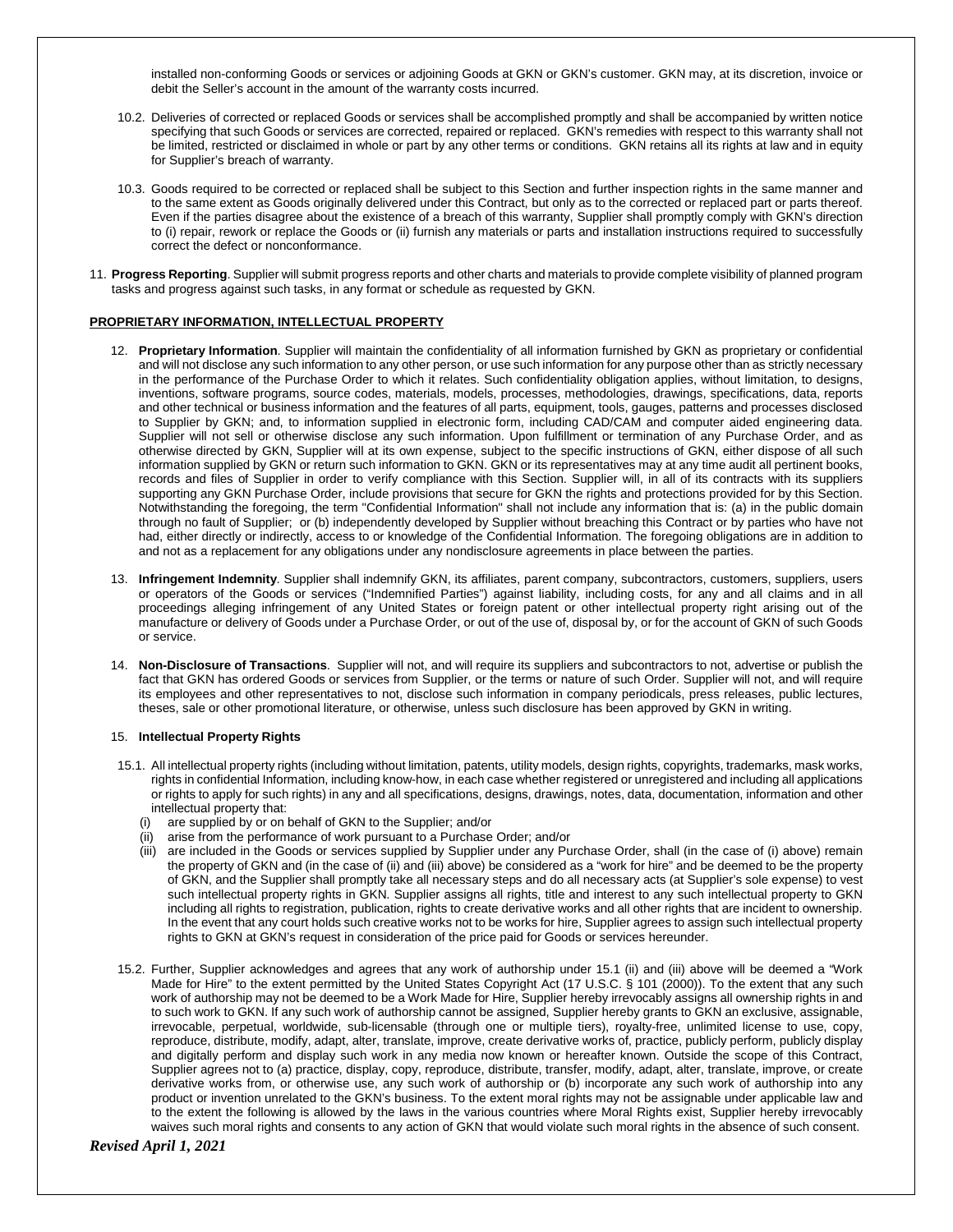installed non-conforming Goods or services or adjoining Goods at GKN or GKN's customer. GKN may, at its discretion, invoice or debit the Seller's account in the amount of the warranty costs incurred.

10.2. Deliveries of corrected or replaced Goods or services shall be accomplished promptly and shall be accompanied by written notice specifying that such Goods or services are corrected, repaired or replaced. GKN's remedies with respect to this warranty shall not be limited, restricted or disclaimed in whole or part by any other terms or conditions. GKN retains all its rights at law and in equity for Supplier's breach of warranty.

10.3. Goods required to be corrected or replaced shall be subject to this Section and further inspection rights in the same manner and to the same extent as Goods originally delivered under this Contract, but only as to the corrected or replaced part or parts thereof. Even if the parties disagree about the existence of a breach of this warranty, Supplier shall promptly comply with GKN's direction to (i) repair, rework or replace the Goods or (ii) furnish any materials or parts and installation instructions required to successfully correct the defect or nonconformance.

11. **Progress Reporting**. Supplier will submit progress reports and other charts and materials to provide complete visibility of planned program tasks and progress against such tasks, in any format or schedule as requested by GKN.

**PROPRIETARY INFORMATION, INTELLECTUAL PROPERTY**

12. **Proprietary Information**. Supplier will maintain the confidentiality of all information furnished by GKN as proprietary or confidential and will not disclose any such information to any other person, or use such information for any purpose other than as strictly necessary in the performance of the Purchase Order to which it relates. Such confidentiality obligation applies, without limitation, to designs, inventions, software programs, source codes, materials, models, processes, methodologies, drawings, specifications, data, reports and other technical or business information and the features of all parts, equipment, tools, gauges, patterns and processes disclosed to Supplier by GKN; and, to information supplied in electronic form, including CAD/CAM and computer aided engineering data. Supplier will not sell or otherwise disclose any such information. Upon fulfillment or termination of any Purchase Order, and as otherwise directed by GKN, Supplier will at its own expense, subject to the specific instructions of GKN, either dispose of all such information supplied by GKN or return such information to GKN. GKN or its representatives may at any time audit all pertinent books, records and files of Supplier in order to verify compliance with this Section. Supplier will, in all of its contracts with its suppliers supporting any GKN Purchase Order, include provisions that secure for GKN the rights and protections provided for by this Section. Notwithstanding the foregoing, the term "Confidential Information" shall not include any information that is: (a) in the public domain through no fault of Supplier; or (b) independently developed by Supplier without breaching this Contract or by parties who have not had, either directly or indirectly, access to or knowledge of the Confidential Information. The foregoing obligations are in addition to and not as a replacement for any obligations under any nondisclosure agreements in place between the parties.

13. **Infringement Indemnity**. Supplier shall indemnify GKN, its affiliates, parent company, subcontractors, customers, suppliers, users or operators of the Goods or services ("Indemnified Parties") against liability, including costs, for any and all claims and in all proceedings alleging infringement of any United States or foreign patent or other intellectual property right arising out of the manufacture or delivery of Goods under a Purchase Order, or out of the use of, disposal by, or for the account of GKN of such Goods or service.

14. **Non-Disclosure of Transactions**. Supplier will not, and will require its suppliers and subcontractors to not, advertise or publish the fact that GKN has ordered Goods or services from Supplier, or the terms or nature of such Order. Supplier will not, and will require its employees and other representatives to not, disclose such information in company periodicals, press releases, public lectures, theses, sale or other promotional literature, or otherwise, unless such disclosure has been approved by GKN in writing.

15. **Intellectual Property Rights**

15.1. All intellectual property rights (including without limitation, patents, utility models, design rights, copyrights, trademarks, mask works, rights in confidential Information, including know-how, in each case whether registered or unregistered and including all applications or rights to apply for such rights) in any and all specifications, designs, drawings, notes, data, documentation, information and other intellectual property that:

(i) are supplied by or on behalf of GKN to the Supplier; and/or
(ii) arise from the performance of work pursuant to a Purchase Order; and/or
(iii) are included in the Goods or services supplied by Supplier under any Purchase Order, shall (in the case of (i) above) remain the property of GKN and (in the case of (ii) and (iii) above) be considered as a "work for hire" and be deemed to be the property of GKN, and the Supplier shall promptly take all necessary steps and do all necessary acts (at Supplier's sole expense) to vest such intellectual property rights in GKN. Supplier assigns all rights, title and interest to any such intellectual property to GKN including all rights to registration, publication, rights to create derivative works and all other rights that are incident to ownership. In the event that any court holds such creative works not to be works for hire, Supplier agrees to assign such intellectual property rights to GKN at GKN's request in consideration of the price paid for Goods or services hereunder.

15.2. Further, Supplier acknowledges and agrees that any work of authorship under 15.1 (ii) and (iii) above will be deemed a "Work Made for Hire" to the extent permitted by the United States Copyright Act (17 U.S.C. § 101 (2000)). To the extent that any such work of authorship may not be deemed to be a Work Made for Hire, Supplier hereby irrevocably assigns all ownership rights in and to such work to GKN. If any such work of authorship cannot be assigned, Supplier hereby grants to GKN an exclusive, assignable, irrevocable, perpetual, worldwide, sub-licensable (through one or multiple tiers), royalty-free, unlimited license to use, copy, reproduce, distribute, modify, adapt, alter, translate, improve, create derivative works of, practice, publicly perform, publicly display and digitally perform and display such work in any media now known or hereafter known. Outside the scope of this Contract, Supplier agrees not to (a) practice, display, copy, reproduce, distribute, transfer, modify, adapt, alter, translate, improve, or create derivative works from, or otherwise use, any such work of authorship or (b) incorporate any such work of authorship into any product or invention unrelated to the GKN's business. To the extent moral rights may not be assignable under applicable law and to the extent the following is allowed by the laws in the various countries where Moral Rights exist, Supplier hereby irrevocably waives such moral rights and consents to any action of GKN that would violate such moral rights in the absence of such consent.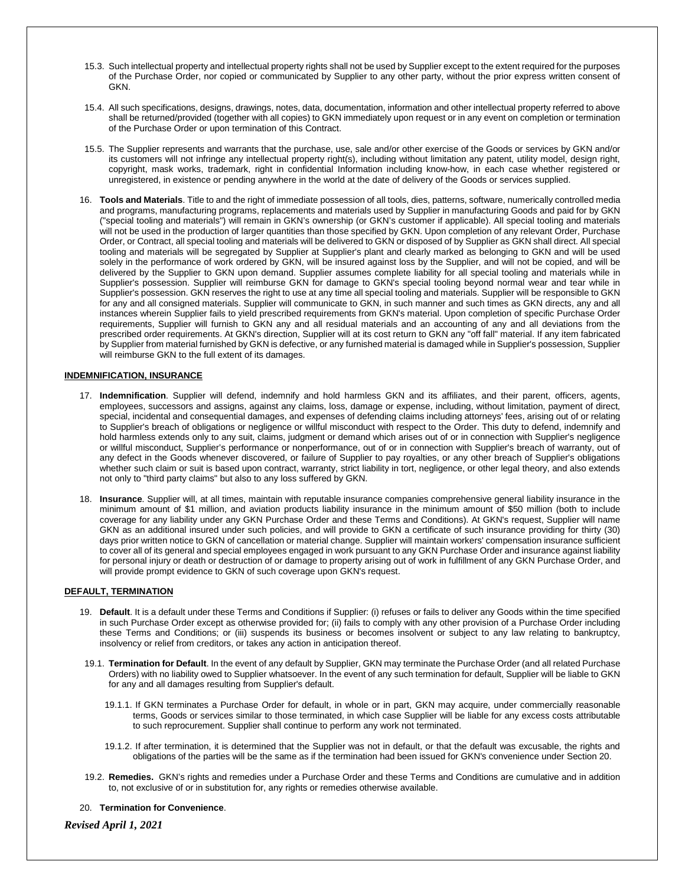15.3. Such intellectual property and intellectual property rights shall not be used by Supplier except to the extent required for the purposes of the Purchase Order, nor copied or communicated by Supplier to any other party, without the prior express written consent of GKN.

15.4. All such specifications, designs, drawings, notes, data, documentation, information and other intellectual property referred to above shall be returned/provided (together with all copies) to GKN immediately upon request or in any event on completion or termination of the Purchase Order or upon termination of this Contract.

15.5. The Supplier represents and warrants that the purchase, use, sale and/or other exercise of the Goods or services by GKN and/or its customers will not infringe any intellectual property right(s), including without limitation any patent, utility model, design right, copyright, mask works, trademark, right in confidential Information including know-how, in each case whether registered or unregistered, in existence or pending anywhere in the world at the date of delivery of the Goods or services supplied.

16. **Tools and Materials**. Title to and the right of immediate possession of all tools, dies, patterns, software, numerically controlled media and programs, manufacturing programs, replacements and materials used by Supplier in manufacturing Goods and paid for by GKN ("special tooling and materials") will remain in GKN's ownership (or GKN's customer if applicable). All special tooling and materials will not be used in the production of larger quantities than those specified by GKN. Upon completion of any relevant Order, Purchase Order, or Contract, all special tooling and materials will be delivered to GKN or disposed of by Supplier as GKN shall direct. All special tooling and materials will be segregated by Supplier at Supplier's plant and clearly marked as belonging to GKN and will be used solely in the performance of work ordered by GKN, will be insured against loss by the Supplier, and will not be copied, and will be delivered by the Supplier to GKN upon demand. Supplier assumes complete liability for all special tooling and materials while in Supplier's possession. Supplier will reimburse GKN for damage to GKN's special tooling beyond normal wear and tear while in Supplier's possession. GKN reserves the right to use at any time all special tooling and materials. Supplier will be responsible to GKN for any and all consigned materials. Supplier will communicate to GKN, in such manner and such times as GKN directs, any and all instances wherein Supplier fails to yield prescribed requirements from GKN's material. Upon completion of specific Purchase Order requirements, Supplier will furnish to GKN any and all residual materials and an accounting of any and all deviations from the prescribed order requirements. At GKN's direction, Supplier will at its cost return to GKN any "off fall" material. If any item fabricated by Supplier from material furnished by GKN is defective, or any furnished material is damaged while in Supplier's possession, Supplier will reimburse GKN to the full extent of its damages.

## INDEMNIFICATION, INSURANCE

17. **Indemnification**. Supplier will defend, indemnify and hold harmless GKN and its affiliates, and their parent, officers, agents, employees, successors and assigns, against any claims, loss, damage or expense, including, without limitation, payment of direct, special, incidental and consequential damages, and expenses of defending claims including attorneys' fees, arising out of or relating to Supplier's breach of obligations or negligence or willful misconduct with respect to the Order. This duty to defend, indemnify and hold harmless extends only to any suit, claims, judgment or demand which arises out of or in connection with Supplier's negligence or willful misconduct, Supplier's performance or nonperformance, out of or in connection with Supplier's breach of warranty, out of any defect in the Goods whenever discovered, or failure of Supplier to pay royalties, or any other breach of Supplier's obligations whether such claim or suit is based upon contract, warranty, strict liability in tort, negligence, or other legal theory, and also extends not only to "third party claims" but also to any loss suffered by GKN.

18. **Insurance**. Supplier will, at all times, maintain with reputable insurance companies comprehensive general liability insurance in the minimum amount of $1 million, and aviation products liability insurance in the minimum amount of $50 million (both to include coverage for any liability under any GKN Purchase Order and these Terms and Conditions). At GKN's request, Supplier will name GKN as an additional insured under such policies, and will provide to GKN a certificate of such insurance providing for thirty (30) days prior written notice to GKN of cancellation or material change. Supplier will maintain workers' compensation insurance sufficient to cover all of its general and special employees engaged in work pursuant to any GKN Purchase Order and insurance against liability for personal injury or death or destruction of or damage to property arising out of work in fulfillment of any GKN Purchase Order, and will provide prompt evidence to GKN of such coverage upon GKN's request.

## DEFAULT, TERMINATION

19. **Default**. It is a default under these Terms and Conditions if Supplier: (i) refuses or fails to deliver any Goods within the time specified in such Purchase Order except as otherwise provided for; (ii) fails to comply with any other provision of a Purchase Order including these Terms and Conditions; or (iii) suspends its business or becomes insolvent or subject to any law relating to bankruptcy, insolvency or relief from creditors, or takes any action in anticipation thereof.

19.1. **Termination for Default**. In the event of any default by Supplier, GKN may terminate the Purchase Order (and all related Purchase Orders) with no liability owed to Supplier whatsoever. In the event of any such termination for default, Supplier will be liable to GKN for any and all damages resulting from Supplier's default.

19.1.1. If GKN terminates a Purchase Order for default, in whole or in part, GKN may acquire, under commercially reasonable terms, Goods or services similar to those terminated, in which case Supplier will be liable for any excess costs attributable to such reprocurement. Supplier shall continue to perform any work not terminated.

19.1.2. If after termination, it is determined that the Supplier was not in default, or that the default was excusable, the rights and obligations of the parties will be the same as if the termination had been issued for GKN's convenience under Section 20.

19.2. **Remedies.** GKN's rights and remedies under a Purchase Order and these Terms and Conditions are cumulative and in addition to, not exclusive of or in substitution for, any rights or remedies otherwise available.

20. **Termination for Convenience**.

*Revised April 1, 2021*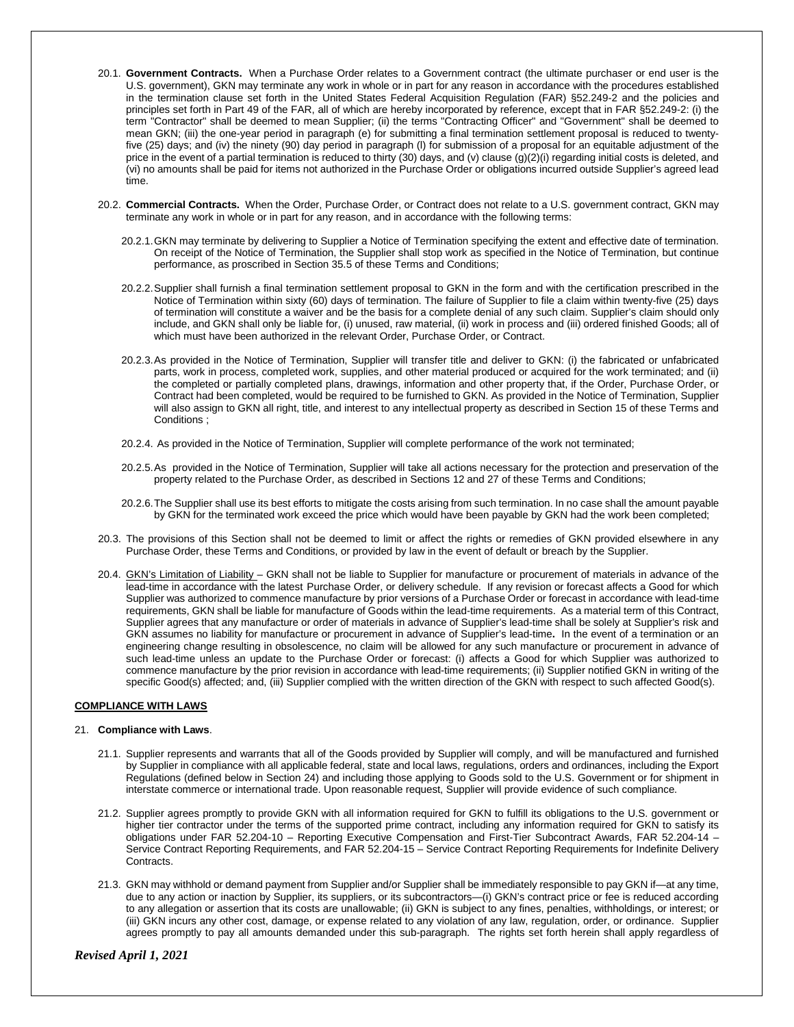20.1. **Government Contracts.** When a Purchase Order relates to a Government contract (the ultimate purchaser or end user is the U.S. government), GKN may terminate any work in whole or in part for any reason in accordance with the procedures established in the termination clause set forth in the United States Federal Acquisition Regulation (FAR) §52.249-2 and the policies and principles set forth in Part 49 of the FAR, all of which are hereby incorporated by reference, except that in FAR §52.249-2: (i) the term "Contractor" shall be deemed to mean Supplier; (ii) the terms "Contracting Officer" and "Government" shall be deemed to mean GKN; (iii) the one-year period in paragraph (e) for submitting a final termination settlement proposal is reduced to twenty-five (25) days; and (iv) the ninety (90) day period in paragraph (l) for submission of a proposal for an equitable adjustment of the price in the event of a partial termination is reduced to thirty (30) days, and (v) clause (g)(2)(i) regarding initial costs is deleted, and (vi) no amounts shall be paid for items not authorized in the Purchase Order or obligations incurred outside Supplier's agreed lead time.

20.2. **Commercial Contracts.** When the Order, Purchase Order, or Contract does not relate to a U.S. government contract, GKN may terminate any work in whole or in part for any reason, and in accordance with the following terms:

20.2.1. GKN may terminate by delivering to Supplier a Notice of Termination specifying the extent and effective date of termination. On receipt of the Notice of Termination, the Supplier shall stop work as specified in the Notice of Termination, but continue performance, as proscribed in Section 35.5 of these Terms and Conditions;

20.2.2. Supplier shall furnish a final termination settlement proposal to GKN in the form and with the certification prescribed in the Notice of Termination within sixty (60) days of termination. The failure of Supplier to file a claim within twenty-five (25) days of termination will constitute a waiver and be the basis for a complete denial of any such claim. Supplier's claim should only include, and GKN shall only be liable for, (i) unused, raw material, (ii) work in process and (iii) ordered finished Goods; all of which must have been authorized in the relevant Order, Purchase Order, or Contract.

20.2.3. As provided in the Notice of Termination, Supplier will transfer title and deliver to GKN: (i) the fabricated or unfabricated parts, work in process, completed work, supplies, and other material produced or acquired for the work terminated; and (ii) the completed or partially completed plans, drawings, information and other property that, if the Order, Purchase Order, or Contract had been completed, would be required to be furnished to GKN. As provided in the Notice of Termination, Supplier will also assign to GKN all right, title, and interest to any intellectual property as described in Section 15 of these Terms and Conditions ;

20.2.4. As provided in the Notice of Termination, Supplier will complete performance of the work not terminated;

20.2.5. As provided in the Notice of Termination, Supplier will take all actions necessary for the protection and preservation of the property related to the Purchase Order, as described in Sections 12 and 27 of these Terms and Conditions;

20.2.6. The Supplier shall use its best efforts to mitigate the costs arising from such termination. In no case shall the amount payable by GKN for the terminated work exceed the price which would have been payable by GKN had the work been completed;

20.3. The provisions of this Section shall not be deemed to limit or affect the rights or remedies of GKN provided elsewhere in any Purchase Order, these Terms and Conditions, or provided by law in the event of default or breach by the Supplier.

20.4. <u>GKN's Limitation of Liability</u> – GKN shall not be liable to Supplier for manufacture or procurement of materials in advance of the lead-time in accordance with the latest Purchase Order, or delivery schedule. If any revision or forecast affects a Good for which Supplier was authorized to commence manufacture by prior versions of a Purchase Order or forecast in accordance with lead-time requirements, GKN shall be liable for manufacture of Goods within the lead-time requirements. As a material term of this Contract, Supplier agrees that any manufacture or order of materials in advance of Supplier's lead-time shall be solely at Supplier's risk and GKN assumes no liability for manufacture or procurement in advance of Supplier's lead-time**.** In the event of a termination or an engineering change resulting in obsolescence, no claim will be allowed for any such manufacture or procurement in advance of such lead-time unless an update to the Purchase Order or forecast: (i) affects a Good for which Supplier was authorized to commence manufacture by the prior revision in accordance with lead-time requirements; (ii) Supplier notified GKN in writing of the specific Good(s) affected; and, (iii) Supplier complied with the written direction of the GKN with respect to such affected Good(s).

## COMPLIANCE WITH LAWS

21. **Compliance with Laws**.

21.1. Supplier represents and warrants that all of the Goods provided by Supplier will comply, and will be manufactured and furnished by Supplier in compliance with all applicable federal, state and local laws, regulations, orders and ordinances, including the Export Regulations (defined below in Section 24) and including those applying to Goods sold to the U.S. Government or for shipment in interstate commerce or international trade. Upon reasonable request, Supplier will provide evidence of such compliance.

21.2. Supplier agrees promptly to provide GKN with all information required for GKN to fulfill its obligations to the U.S. government or higher tier contractor under the terms of the supported prime contract, including any information required for GKN to satisfy its obligations under FAR 52.204-10 – Reporting Executive Compensation and First-Tier Subcontract Awards, FAR 52.204-14 – Service Contract Reporting Requirements, and FAR 52.204-15 – Service Contract Reporting Requirements for Indefinite Delivery Contracts.

21.3. GKN may withhold or demand payment from Supplier and/or Supplier shall be immediately responsible to pay GKN if—at any time, due to any action or inaction by Supplier, its suppliers, or its subcontractors—(i) GKN's contract price or fee is reduced according to any allegation or assertion that its costs are unallowable; (ii) GKN is subject to any fines, penalties, withholdings, or interest; or (iii) GKN incurs any other cost, damage, or expense related to any violation of any law, regulation, order, or ordinance. Supplier agrees promptly to pay all amounts demanded under this sub-paragraph. The rights set forth herein shall apply regardless of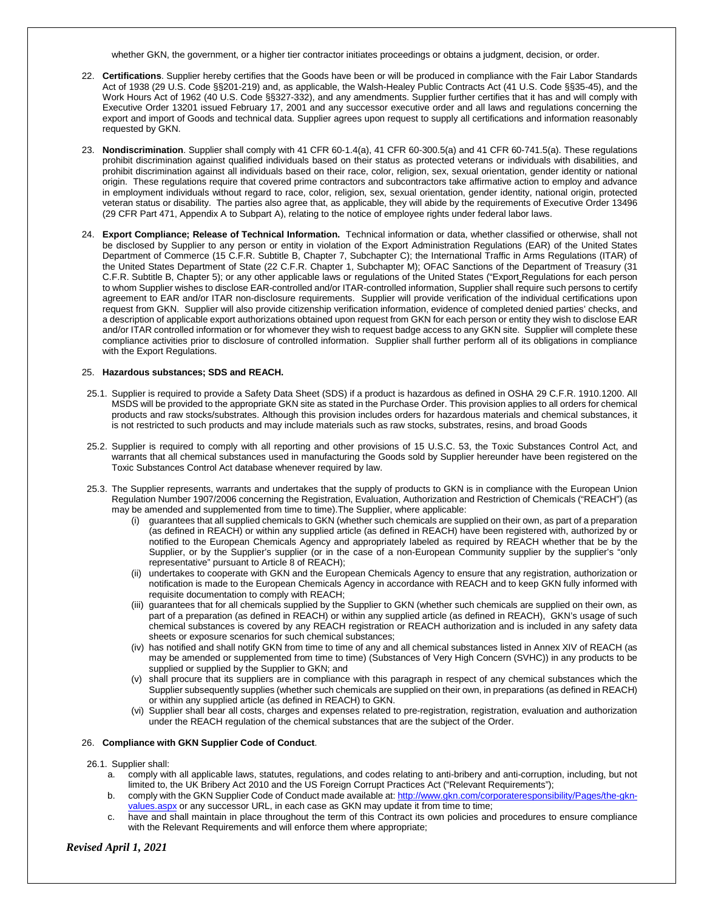whether GKN, the government, or a higher tier contractor initiates proceedings or obtains a judgment, decision, or order.

22. **Certifications**. Supplier hereby certifies that the Goods have been or will be produced in compliance with the Fair Labor Standards Act of 1938 (29 U.S. Code §§201-219) and, as applicable, the Walsh-Healey Public Contracts Act (41 U.S. Code §§35-45), and the Work Hours Act of 1962 (40 U.S. Code §§327-332), and any amendments. Supplier further certifies that it has and will comply with Executive Order 13201 issued February 17, 2001 and any successor executive order and all laws and regulations concerning the export and import of Goods and technical data. Supplier agrees upon request to supply all certifications and information reasonably requested by GKN.

23. **Nondiscrimination**. Supplier shall comply with 41 CFR 60-1.4(a), 41 CFR 60-300.5(a) and 41 CFR 60-741.5(a). These regulations prohibit discrimination against qualified individuals based on their status as protected veterans or individuals with disabilities, and prohibit discrimination against all individuals based on their race, color, religion, sex, sexual orientation, gender identity or national origin. These regulations require that covered prime contractors and subcontractors take affirmative action to employ and advance in employment individuals without regard to race, color, religion, sex, sexual orientation, gender identity, national origin, protected veteran status or disability. The parties also agree that, as applicable, they will abide by the requirements of Executive Order 13496 (29 CFR Part 471, Appendix A to Subpart A), relating to the notice of employee rights under federal labor laws.

24. **Export Compliance; Release of Technical Information.** Technical information or data, whether classified or otherwise, shall not be disclosed by Supplier to any person or entity in violation of the Export Administration Regulations (EAR) of the United States Department of Commerce (15 C.F.R. Subtitle B, Chapter 7, Subchapter C); the International Traffic in Arms Regulations (ITAR) of the United States Department of State (22 C.F.R. Chapter 1, Subchapter M); OFAC Sanctions of the Department of Treasury (31 C.F.R. Subtitle B, Chapter 5); or any other applicable laws or regulations of the United States ("Export Regulations for each person to whom Supplier wishes to disclose EAR-controlled and/or ITAR-controlled information, Supplier shall require such persons to certify agreement to EAR and/or ITAR non-disclosure requirements. Supplier will provide verification of the individual certifications upon request from GKN. Supplier will also provide citizenship verification information, evidence of completed denied parties' checks, and a description of applicable export authorizations obtained upon request from GKN for each person or entity they wish to disclose EAR and/or ITAR controlled information or for whomever they wish to request badge access to any GKN site. Supplier will complete these compliance activities prior to disclosure of controlled information. Supplier shall further perform all of its obligations in compliance with the Export Regulations.

25. **Hazardous substances; SDS and REACH.**

25.1. Supplier is required to provide a Safety Data Sheet (SDS) if a product is hazardous as defined in OSHA 29 C.F.R. 1910.1200. All MSDS will be provided to the appropriate GKN site as stated in the Purchase Order. This provision applies to all orders for chemical products and raw stocks/substrates. Although this provision includes orders for hazardous materials and chemical substances, it is not restricted to such products and may include materials such as raw stocks, substrates, resins, and broad Goods

25.2. Supplier is required to comply with all reporting and other provisions of 15 U.S.C. 53, the Toxic Substances Control Act, and warrants that all chemical substances used in manufacturing the Goods sold by Supplier hereunder have been registered on the Toxic Substances Control Act database whenever required by law.

25.3. The Supplier represents, warrants and undertakes that the supply of products to GKN is in compliance with the European Union Regulation Number 1907/2006 concerning the Registration, Evaluation, Authorization and Restriction of Chemicals ("REACH") (as may be amended and supplemented from time to time).The Supplier, where applicable:

   (i) guarantees that all supplied chemicals to GKN (whether such chemicals are supplied on their own, as part of a preparation (as defined in REACH) or within any supplied article (as defined in REACH) have been registered with, authorized by or notified to the European Chemicals Agency and appropriately labeled as required by REACH whether that be by the Supplier, or by the Supplier's supplier (or in the case of a non-European Community supplier by the supplier's "only representative" pursuant to Article 8 of REACH);

   (ii) undertakes to cooperate with GKN and the European Chemicals Agency to ensure that any registration, authorization or notification is made to the European Chemicals Agency in accordance with REACH and to keep GKN fully informed with requisite documentation to comply with REACH;

   (iii) guarantees that for all chemicals supplied by the Supplier to GKN (whether such chemicals are supplied on their own, as part of a preparation (as defined in REACH) or within any supplied article (as defined in REACH), GKN's usage of such chemical substances is covered by any REACH registration or REACH authorization and is included in any safety data sheets or exposure scenarios for such chemical substances;

   (iv) has notified and shall notify GKN from time to time of any and all chemical substances listed in Annex XIV of REACH (as may be amended or supplemented from time to time) (Substances of Very High Concern (SVHC)) in any products to be supplied or supplied by the Supplier to GKN; and

   (v) shall procure that its suppliers are in compliance with this paragraph in respect of any chemical substances which the Supplier subsequently supplies (whether such chemicals are supplied on their own, in preparations (as defined in REACH) or within any supplied article (as defined in REACH) to GKN.

   (vi) Supplier shall bear all costs, charges and expenses related to pre-registration, registration, evaluation and authorization under the REACH regulation of the chemical substances that are the subject of the Order.

26. **Compliance with GKN Supplier Code of Conduct**.

26.1. Supplier shall:

   a. comply with all applicable laws, statutes, regulations, and codes relating to anti-bribery and anti-corruption, including, but not limited to, the UK Bribery Act 2010 and the US Foreign Corrupt Practices Act ("Relevant Requirements");

   b. comply with the GKN Supplier Code of Conduct made available at: [http://www.gkn.com/corporateresponsibility/Pages/the-gkn-values.aspx](http://www.gkn.com/corporateresponsibility/Pages/the-gkn-values.aspx) or any successor URL, in each case as GKN may update it from time to time;

   c. have and shall maintain in place throughout the term of this Contract its own policies and procedures to ensure compliance with the Relevant Requirements and will enforce them where appropriate;

*Revised April 1, 2021*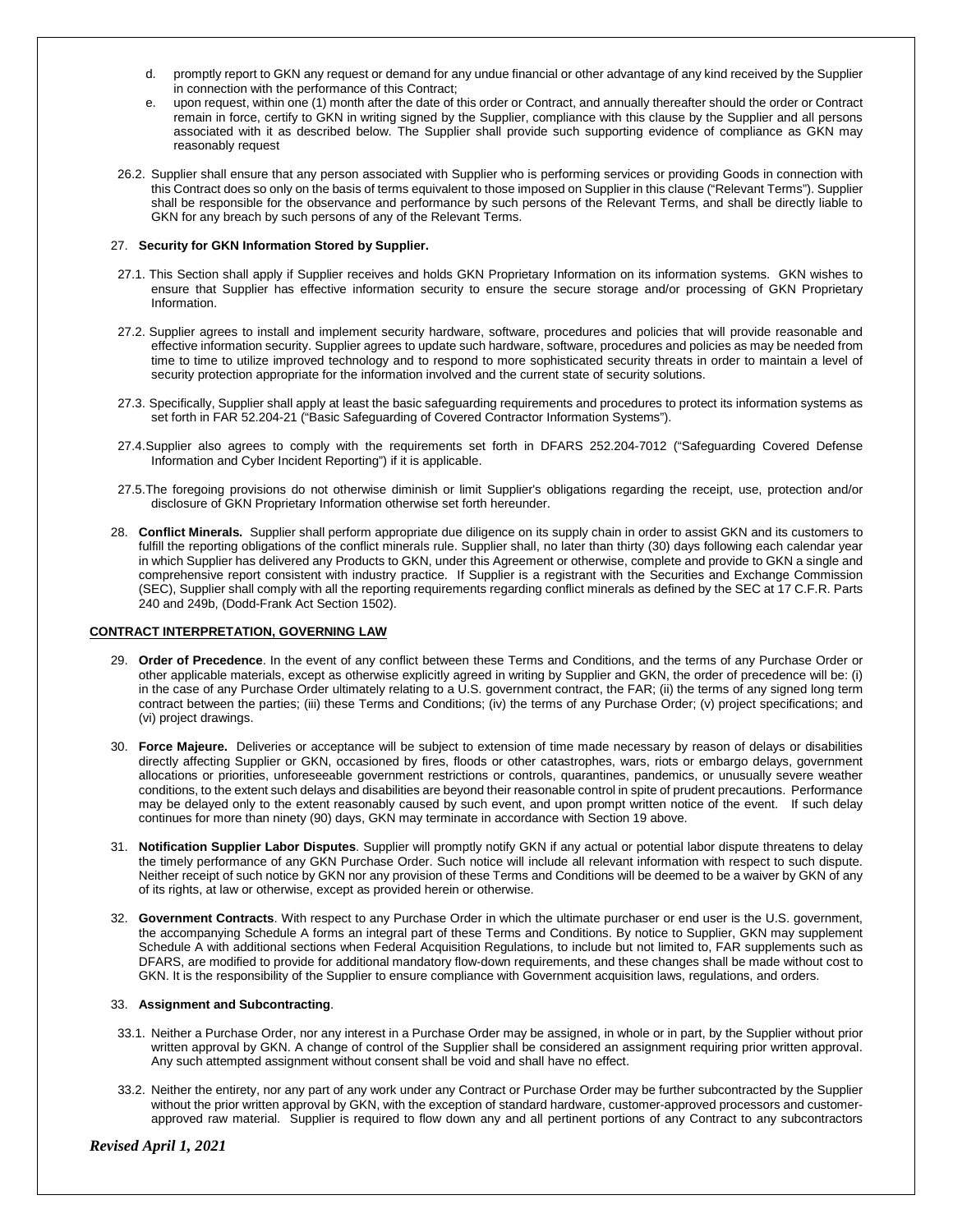d. promptly report to GKN any request or demand for any undue financial or other advantage of any kind received by the Supplier in connection with the performance of this Contract;

e. upon request, within one (1) month after the date of this order or Contract, and annually thereafter should the order or Contract remain in force, certify to GKN in writing signed by the Supplier, compliance with this clause by the Supplier and all persons associated with it as described below. The Supplier shall provide such supporting evidence of compliance as GKN may reasonably request

26.2. Supplier shall ensure that any person associated with Supplier who is performing services or providing Goods in connection with this Contract does so only on the basis of terms equivalent to those imposed on Supplier in this clause ("Relevant Terms"). Supplier shall be responsible for the observance and performance by such persons of the Relevant Terms, and shall be directly liable to GKN for any breach by such persons of any of the Relevant Terms.

27. **Security for GKN Information Stored by Supplier.**

27.1. This Section shall apply if Supplier receives and holds GKN Proprietary Information on its information systems. GKN wishes to ensure that Supplier has effective information security to ensure the secure storage and/or processing of GKN Proprietary Information.

27.2. Supplier agrees to install and implement security hardware, software, procedures and policies that will provide reasonable and effective information security. Supplier agrees to update such hardware, software, procedures and policies as may be needed from time to time to utilize improved technology and to respond to more sophisticated security threats in order to maintain a level of security protection appropriate for the information involved and the current state of security solutions.

27.3. Specifically, Supplier shall apply at least the basic safeguarding requirements and procedures to protect its information systems as set forth in FAR 52.204-21 ("Basic Safeguarding of Covered Contractor Information Systems").

27.4. Supplier also agrees to comply with the requirements set forth in DFARS 252.204-7012 ("Safeguarding Covered Defense Information and Cyber Incident Reporting") if it is applicable.

27.5. The foregoing provisions do not otherwise diminish or limit Supplier's obligations regarding the receipt, use, protection and/or disclosure of GKN Proprietary Information otherwise set forth hereunder.

28. **Conflict Minerals.** Supplier shall perform appropriate due diligence on its supply chain in order to assist GKN and its customers to fulfill the reporting obligations of the conflict minerals rule. Supplier shall, no later than thirty (30) days following each calendar year in which Supplier has delivered any Products to GKN, under this Agreement or otherwise, complete and provide to GKN a single and comprehensive report consistent with industry practice. If Supplier is a registrant with the Securities and Exchange Commission (SEC), Supplier shall comply with all the reporting requirements regarding conflict minerals as defined by the SEC at 17 C.F.R. Parts 240 and 249b, (Dodd-Frank Act Section 1502).

**CONTRACT INTERPRETATION, GOVERNING LAW**

29. **Order of Precedence**. In the event of any conflict between these Terms and Conditions, and the terms of any Purchase Order or other applicable materials, except as otherwise explicitly agreed in writing by Supplier and GKN, the order of precedence will be: (i) in the case of any Purchase Order ultimately relating to a U.S. government contract, the FAR; (ii) the terms of any signed long term contract between the parties; (iii) these Terms and Conditions; (iv) the terms of any Purchase Order; (v) project specifications; and (vi) project drawings.

30. **Force Majeure.** Deliveries or acceptance will be subject to extension of time made necessary by reason of delays or disabilities directly affecting Supplier or GKN, occasioned by fires, floods or other catastrophes, wars, riots or embargo delays, government allocations or priorities, unforeseeable government restrictions or controls, quarantines, pandemics, or unusually severe weather conditions, to the extent such delays and disabilities are beyond their reasonable control in spite of prudent precautions. Performance may be delayed only to the extent reasonably caused by such event, and upon prompt written notice of the event. If such delay continues for more than ninety (90) days, GKN may terminate in accordance with Section 19 above.

31. **Notification Supplier Labor Disputes**. Supplier will promptly notify GKN if any actual or potential labor dispute threatens to delay the timely performance of any GKN Purchase Order. Such notice will include all relevant information with respect to such dispute. Neither receipt of such notice by GKN nor any provision of these Terms and Conditions will be deemed to be a waiver by GKN of any of its rights, at law or otherwise, except as provided herein or otherwise.

32. **Government Contracts**. With respect to any Purchase Order in which the ultimate purchaser or end user is the U.S. government, the accompanying Schedule A forms an integral part of these Terms and Conditions. By notice to Supplier, GKN may supplement Schedule A with additional sections when Federal Acquisition Regulations, to include but not limited to, FAR supplements such as DFARS, are modified to provide for additional mandatory flow-down requirements, and these changes shall be made without cost to GKN. It is the responsibility of the Supplier to ensure compliance with Government acquisition laws, regulations, and orders.

33. **Assignment and Subcontracting**.

33.1. Neither a Purchase Order, nor any interest in a Purchase Order may be assigned, in whole or in part, by the Supplier without prior written approval by GKN. A change of control of the Supplier shall be considered an assignment requiring prior written approval. Any such attempted assignment without consent shall be void and shall have no effect.

33.2. Neither the entirety, nor any part of any work under any Contract or Purchase Order may be further subcontracted by the Supplier without the prior written approval by GKN, with the exception of standard hardware, customer-approved processors and customer-approved raw material. Supplier is required to flow down any and all pertinent portions of any Contract to any subcontractors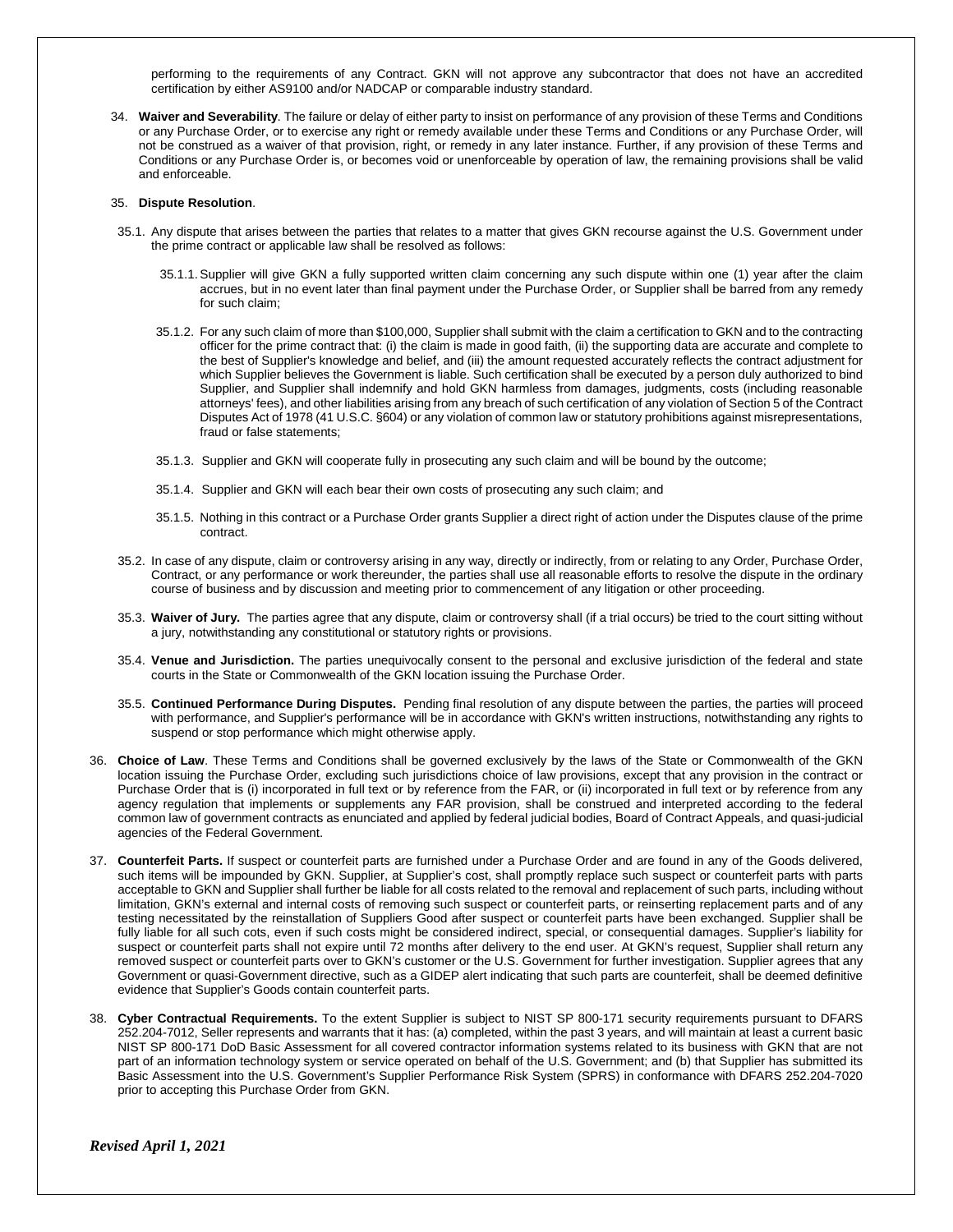performing to the requirements of any Contract. GKN will not approve any subcontractor that does not have an accredited certification by either AS9100 and/or NADCAP or comparable industry standard.

34. **Waiver and Severability**. The failure or delay of either party to insist on performance of any provision of these Terms and Conditions or any Purchase Order, or to exercise any right or remedy available under these Terms and Conditions or any Purchase Order, will not be construed as a waiver of that provision, right, or remedy in any later instance. Further, if any provision of these Terms and Conditions or any Purchase Order is, or becomes void or unenforceable by operation of law, the remaining provisions shall be valid and enforceable.

35. **Dispute Resolution**.

35.1. Any dispute that arises between the parties that relates to a matter that gives GKN recourse against the U.S. Government under the prime contract or applicable law shall be resolved as follows:

35.1.1. Supplier will give GKN a fully supported written claim concerning any such dispute within one (1) year after the claim accrues, but in no event later than final payment under the Purchase Order, or Supplier shall be barred from any remedy for such claim;

35.1.2. For any such claim of more than $100,000, Supplier shall submit with the claim a certification to GKN and to the contracting officer for the prime contract that: (i) the claim is made in good faith, (ii) the supporting data are accurate and complete to the best of Supplier's knowledge and belief, and (iii) the amount requested accurately reflects the contract adjustment for which Supplier believes the Government is liable. Such certification shall be executed by a person duly authorized to bind Supplier, and Supplier shall indemnify and hold GKN harmless from damages, judgments, costs (including reasonable attorneys' fees), and other liabilities arising from any breach of such certification of any violation of Section 5 of the Contract Disputes Act of 1978 (41 U.S.C. §604) or any violation of common law or statutory prohibitions against misrepresentations, fraud or false statements;

35.1.3. Supplier and GKN will cooperate fully in prosecuting any such claim and will be bound by the outcome;

35.1.4. Supplier and GKN will each bear their own costs of prosecuting any such claim; and

35.1.5. Nothing in this contract or a Purchase Order grants Supplier a direct right of action under the Disputes clause of the prime contract.

35.2. In case of any dispute, claim or controversy arising in any way, directly or indirectly, from or relating to any Order, Purchase Order, Contract, or any performance or work thereunder, the parties shall use all reasonable efforts to resolve the dispute in the ordinary course of business and by discussion and meeting prior to commencement of any litigation or other proceeding.

35.3. **Waiver of Jury.** The parties agree that any dispute, claim or controversy shall (if a trial occurs) be tried to the court sitting without a jury, notwithstanding any constitutional or statutory rights or provisions.

35.4. **Venue and Jurisdiction.** The parties unequivocally consent to the personal and exclusive jurisdiction of the federal and state courts in the State or Commonwealth of the GKN location issuing the Purchase Order.

35.5. **Continued Performance During Disputes.** Pending final resolution of any dispute between the parties, the parties will proceed with performance, and Supplier's performance will be in accordance with GKN's written instructions, notwithstanding any rights to suspend or stop performance which might otherwise apply.

36. **Choice of Law**. These Terms and Conditions shall be governed exclusively by the laws of the State or Commonwealth of the GKN location issuing the Purchase Order, excluding such jurisdictions choice of law provisions, except that any provision in the contract or Purchase Order that is (i) incorporated in full text or by reference from the FAR, or (ii) incorporated in full text or by reference from any agency regulation that implements or supplements any FAR provision, shall be construed and interpreted according to the federal common law of government contracts as enunciated and applied by federal judicial bodies, Board of Contract Appeals, and quasi-judicial agencies of the Federal Government.

37. **Counterfeit Parts.** If suspect or counterfeit parts are furnished under a Purchase Order and are found in any of the Goods delivered, such items will be impounded by GKN. Supplier, at Supplier's cost, shall promptly replace such suspect or counterfeit parts with parts acceptable to GKN and Supplier shall further be liable for all costs related to the removal and replacement of such parts, including without limitation, GKN's external and internal costs of removing such suspect or counterfeit parts, or reinserting replacement parts and of any testing necessitated by the reinstallation of Suppliers Good after suspect or counterfeit parts have been exchanged. Supplier shall be fully liable for all such cots, even if such costs might be considered indirect, special, or consequential damages. Supplier's liability for suspect or counterfeit parts shall not expire until 72 months after delivery to the end user. At GKN's request, Supplier shall return any removed suspect or counterfeit parts over to GKN's customer or the U.S. Government for further investigation. Supplier agrees that any Government or quasi-Government directive, such as a GIDEP alert indicating that such parts are counterfeit, shall be deemed definitive evidence that Supplier's Goods contain counterfeit parts.

38. **Cyber Contractual Requirements.** To the extent Supplier is subject to NIST SP 800-171 security requirements pursuant to DFARS 252.204-7012, Seller represents and warrants that it has: (a) completed, within the past 3 years, and will maintain at least a current basic NIST SP 800-171 DoD Basic Assessment for all covered contractor information systems related to its business with GKN that are not part of an information technology system or service operated on behalf of the U.S. Government; and (b) that Supplier has submitted its Basic Assessment into the U.S. Government's Supplier Performance Risk System (SPRS) in conformance with DFARS 252.204-7020 prior to accepting this Purchase Order from GKN.

***Revised April 1, 2021***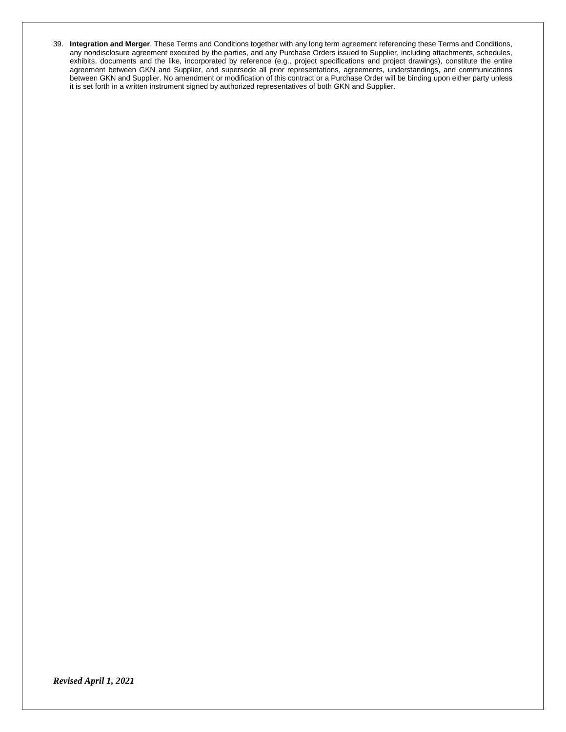39. **Integration and Merger**. These Terms and Conditions together with any long term agreement referencing these Terms and Conditions, any nondisclosure agreement executed by the parties, and any Purchase Orders issued to Supplier, including attachments, schedules, exhibits, documents and the like, incorporated by reference (e.g., project specifications and project drawings), constitute the entire agreement between GKN and Supplier, and supersede all prior representations, agreements, understandings, and communications between GKN and Supplier. No amendment or modification of this contract or a Purchase Order will be binding upon either party unless it is set forth in a written instrument signed by authorized representatives of both GKN and Supplier.

***Revised April 1, 2021***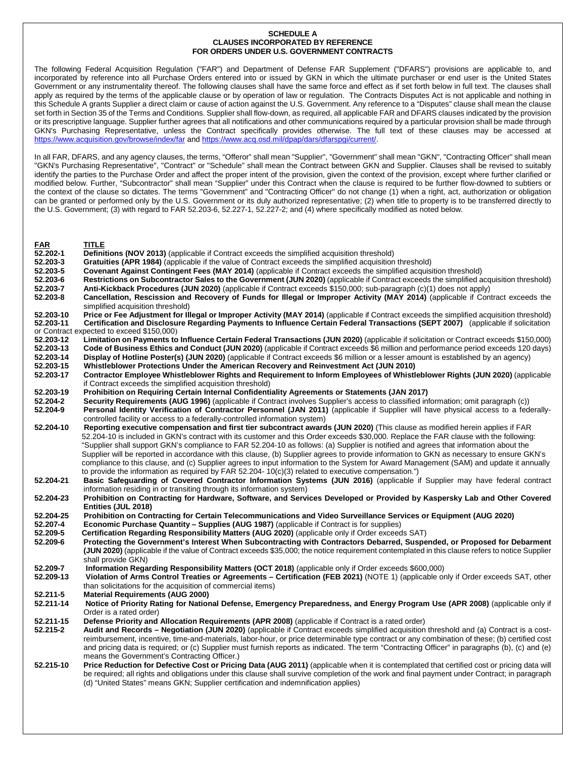# SCHEDULE A
## CLAUSES INCORPORATED BY REFERENCE
## FOR ORDERS UNDER U.S. GOVERNMENT CONTRACTS

The following Federal Acquisition Regulation ("FAR") and Department of Defense FAR Supplement ("DFARS") provisions are applicable to, and incorporated by reference into all Purchase Orders entered into or issued by GKN in which the ultimate purchaser or end user is the United States Government or any instrumentality thereof. The following clauses shall have the same force and effect as if set forth below in full text. The clauses shall apply as required by the terms of the applicable clause or by operation of law or regulation. The Contracts Disputes Act is not applicable and nothing in this Schedule A grants Supplier a direct claim or cause of action against the U.S. Government. Any reference to a "Disputes" clause shall mean the clause set forth in Section 35 of the Terms and Conditions. Supplier shall flow-down, as required, all applicable FAR and DFARS clauses indicated by the provision or its prescriptive language. Supplier further agrees that all notifications and other communications required by a particular provision shall be made through GKN's Purchasing Representative, unless the Contract specifically provides otherwise. The full text of these clauses may be accessed at https://www.acquisition.gov/browse/index/far and https://www.acq.osd.mil/dpap/dars/dfarspgi/current/.

In all FAR, DFARS, and any agency clauses, the terms, "Offeror" shall mean "Supplier", "Government" shall mean "GKN", "Contracting Officer" shall mean "GKN's Purchasing Representative", "Contract" or "Schedule" shall mean the Contract between GKN and Supplier. Clauses shall be revised to suitably identify the parties to the Purchase Order and affect the proper intent of the provision, given the context of the provision, except where further clarified or modified below. Further, "Subcontractor" shall mean "Supplier" under this Contract when the clause is required to be further flow-downed to subtiers or the context of the clause so dictates. The terms "Government" and "Contracting Officer" do not change (1) when a right, act, authorization or obligation can be granted or performed only by the U.S. Government or its duly authorized representative; (2) when title to property is to be transferred directly to the U.S. Government; (3) with regard to FAR 52.203-6, 52.227-1, 52.227-2; and (4) where specifically modified as noted below.

| FAR | TITLE |
|---|---|
| 52.202-1 | **Definitions (NOV 2013)** (applicable if Contract exceeds the simplified acquisition threshold) |
| 52.203-3 | **Gratuities (APR 1984)** (applicable if the value of Contract exceeds the simplified acquisition threshold) |
| 52.203-5 | **Covenant Against Contingent Fees (MAY 2014)** (applicable if Contract exceeds the simplified acquisition threshold) |
| 52.203-6 | **Restrictions on Subcontractor Sales to the Government (JUN 2020)** (applicable if Contract exceeds the simplified acquisition threshold) |
| 52.203-7 | **Anti-Kickback Procedures (JUN 2020)** (applicable if Contract exceeds $150,000; sub-paragraph (c)(1) does not apply) |
| 52.203-8 | **Cancellation, Rescission and Recovery of Funds for Illegal or Improper Activity (MAY 2014)** (applicable if Contract exceeds the simplified acquisition threshold) |
| 52.203-10 | **Price or Fee Adjustment for Illegal or Improper Activity (MAY 2014)** (applicable if Contract exceeds the simplified acquisition threshold) |
| 52.203-11 | **Certification and Disclosure Regarding Payments to Influence Certain Federal Transactions (SEPT 2007)** (applicable if solicitation or Contract expected to exceed $150,000) |
| 52.203-12 | **Limitation on Payments to Influence Certain Federal Transactions (JUN 2020)** (applicable if solicitation or Contract exceeds $150,000) |
| 52.203-13 | **Code of Business Ethics and Conduct (JUN 2020)** (applicable if Contract exceeds $6 million and performance period exceeds 120 days) |
| 52.203-14 | **Display of Hotline Poster(s) (JUN 2020)** (applicable if Contract exceeds $6 million or a lesser amount is established by an agency) |
| 52.203-15 | **Whistleblower Protections Under the American Recovery and Reinvestment Act (JUN 2010)** |
| 52.203-17 | **Contractor Employee Whistleblower Rights and Requirement to Inform Employees of Whistleblower Rights (JUN 2020)** (applicable if Contract exceeds the simplified acquisition threshold) |
| 52.203-19 | **Prohibition on Requiring Certain Internal Confidentiality Agreements or Statements (JAN 2017)** |
| 52.204-2 | **Security Requirements (AUG 1996)** (applicable if Contract involves Supplier's access to classified information; omit paragraph (c)) |
| 52.204-9 | **Personal Identity Verification of Contractor Personnel (JAN 2011)** (applicable if Supplier will have physical access to a federally-controlled facility or access to a federally-controlled information system) |
| 52.204-10 | **Reporting executive compensation and first tier subcontract awards (JUN 2020)** (This clause as modified herein applies if FAR 52.204-10 is included in GKN's contract with its customer and this Order exceeds $30,000. Replace the FAR clause with the following: "Supplier shall support GKN's compliance to FAR 52.204-10 as follows: (a) Supplier is notified and agrees that information about the Supplier will be reported in accordance with this clause, (b) Supplier agrees to provide information to GKN as necessary to ensure GKN's compliance to this clause, and (c) Supplier agrees to input information to the System for Award Management (SAM) and update it annually to provide the information as required by FAR 52.204- 10(c)(3) related to executive compensation.") |
| 52.204-21 | **Basic Safeguarding of Covered Contractor Information Systems (JUN 2016)** (applicable if Supplier may have federal contract information residing in or transiting through its information system) |
| 52.204-23 | **Prohibition on Contracting for Hardware, Software, and Services Developed or Provided by Kaspersky Lab and Other Covered Entities (JUL 2018)** |
| 52.204-25 | **Prohibition on Contracting for Certain Telecommunications and Video Surveillance Services or Equipment (AUG 2020)** |
| 52.207-4 | **Economic Purchase Quantity – Supplies (AUG 1987)** (applicable if Contract is for supplies) |
| 52.209-5 | **Certification Regarding Responsibility Matters (AUG 2020)** (applicable only if Order exceeds SAT) |
| 52.209-6 | **Protecting the Government's Interest When Subcontracting with Contractors Debarred, Suspended, or Proposed for Debarment (JUN 2020)** (applicable if the value of Contract exceeds $35,000; the notice requirement contemplated in this clause refers to notice Supplier shall provide GKN) |
| 52.209-7 | **Information Regarding Responsibility Matters (OCT 2018)** (applicable only if Order exceeds $600,000) |
| 52.209-13 | **Violation of Arms Control Treaties or Agreements – Certification (FEB 2021)** (NOTE 1) (applicable only if Order exceeds SAT, other than solicitations for the acquisition of commercial items) |
| 52.211-5 | **Material Requirements (AUG 2000)** |
| 52.211-14 | **Notice of Priority Rating for National Defense, Emergency Preparedness, and Energy Program Use (APR 2008)** (applicable only if Order is a rated order) |
| 52.211-15 | **Defense Priority and Allocation Requirements (APR 2008)** (applicable if Contract is a rated order) |
| 52.215-2 | **Audit and Records – Negotiation (JUN 2020)** (applicable if Contract exceeds simplified acquisition threshold and (a) Contract is a cost-reimbursement, incentive, time-and-materials, labor-hour, or price determinable type contract or any combination of these; (b) certified cost and pricing data is required; or (c) Supplier must furnish reports as indicated. The term "Contracting Officer" in paragraphs (b), (c) and (e) means the Government's Contracting Officer.) |
| 52.215-10 | **Price Reduction for Defective Cost or Pricing Data (AUG 2011)** (applicable when it is contemplated that certified cost or pricing data will be required; all rights and obligations under this clause shall survive completion of the work and final payment under Contract; in paragraph (d) "United States" means GKN; Supplier certification and indemnification applies) |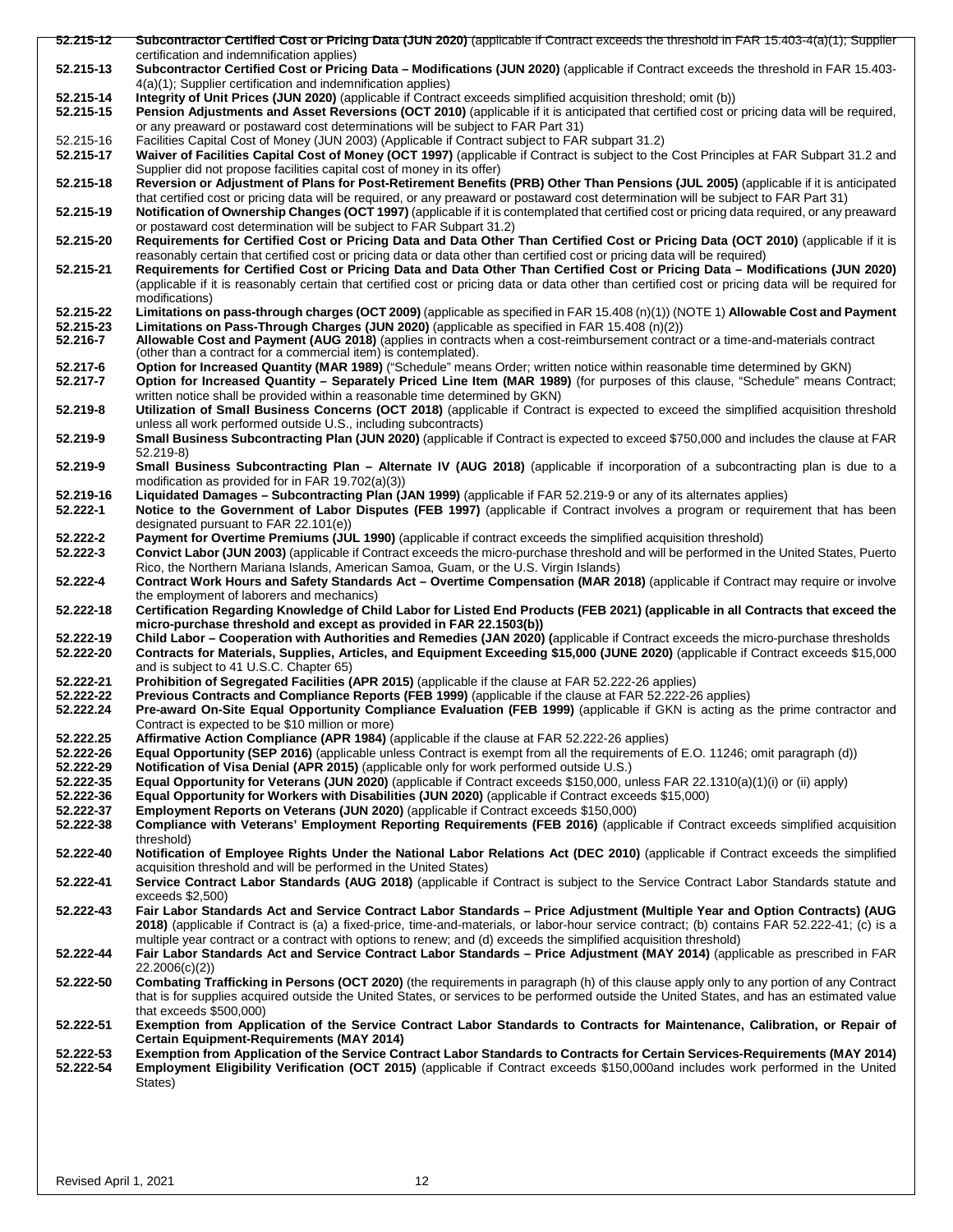**52.215-12** **Subcontractor Certified Cost or Pricing Data (JUN 2020)** (applicable if Contract exceeds the threshold in FAR 15.403-4(a)(1); Supplier certification and indemnification applies)

**52.215-13** **Subcontractor Certified Cost or Pricing Data – Modifications (JUN 2020)** (applicable if Contract exceeds the threshold in FAR 15.403-4(a)(1); Supplier certification and indemnification applies)

**52.215-14** **Integrity of Unit Prices (JUN 2020)** (applicable if Contract exceeds simplified acquisition threshold; omit (b))

**52.215-15** **Pension Adjustments and Asset Reversions (OCT 2010)** (applicable if it is anticipated that certified cost or pricing data will be required, or any preaward or postaward cost determinations will be subject to FAR Part 31)

52.215-16 Facilities Capital Cost of Money (JUN 2003) (Applicable if Contract subject to FAR subpart 31.2)

**52.215-17** **Waiver of Facilities Capital Cost of Money (OCT 1997)** (applicable if Contract is subject to the Cost Principles at FAR Subpart 31.2 and Supplier did not propose facilities capital cost of money in its offer)

**52.215-18** **Reversion or Adjustment of Plans for Post-Retirement Benefits (PRB) Other Than Pensions (JUL 2005)** (applicable if it is anticipated that certified cost or pricing data will be required, or any preaward or postaward cost determination will be subject to FAR Part 31)

**52.215-19** **Notification of Ownership Changes (OCT 1997)** (applicable if it is contemplated that certified cost or pricing data required, or any preaward or postaward cost determination will be subject to FAR Subpart 31.2)

**52.215-20** **Requirements for Certified Cost or Pricing Data and Data Other Than Certified Cost or Pricing Data (OCT 2010)** (applicable if it is reasonably certain that certified cost or pricing data or data other than certified cost or pricing data will be required)

**52.215-21** **Requirements for Certified Cost or Pricing Data and Data Other Than Certified Cost or Pricing Data – Modifications (JUN 2020)** (applicable if it is reasonably certain that certified cost or pricing data or data other than certified cost or pricing data will be required for modifications)

**52.215-22** **Limitations on pass-through charges (OCT 2009)** (applicable as specified in FAR 15.408 (n)(1)) (NOTE 1) **Allowable Cost and Payment**

**52.215-23** **Limitations on Pass-Through Charges (JUN 2020)** (applicable as specified in FAR 15.408 (n)(2))

**52.216-7** **Allowable Cost and Payment (AUG 2018)** (applies in contracts when a cost-reimbursement contract or a time-and-materials contract (other than a contract for a commercial item) is contemplated).

**52.217-6** **Option for Increased Quantity (MAR 1989)** ("Schedule" means Order; written notice within reasonable time determined by GKN)

**52.217-7** **Option for Increased Quantity – Separately Priced Line Item (MAR 1989)** (for purposes of this clause, "Schedule" means Contract; written notice shall be provided within a reasonable time determined by GKN)

**52.219-8** **Utilization of Small Business Concerns (OCT 2018)** (applicable if Contract is expected to exceed the simplified acquisition threshold unless all work performed outside U.S., including subcontracts)

**52.219-9** **Small Business Subcontracting Plan (JUN 2020)** (applicable if Contract is expected to exceed $750,000 and includes the clause at FAR 52.219-8)

**52.219-9** **Small Business Subcontracting Plan – Alternate IV (AUG 2018)** (applicable if incorporation of a subcontracting plan is due to a modification as provided for in FAR 19.702(a)(3))

**52.219-16** **Liquidated Damages – Subcontracting Plan (JAN 1999)** (applicable if FAR 52.219-9 or any of its alternates applies)

**52.222-1** **Notice to the Government of Labor Disputes (FEB 1997)** (applicable if Contract involves a program or requirement that has been designated pursuant to FAR 22.101(e))

**52.222-2** **Payment for Overtime Premiums (JUL 1990)** (applicable if contract exceeds the simplified acquisition threshold)

**52.222-3** **Convict Labor (JUN 2003)** (applicable if Contract exceeds the micro-purchase threshold and will be performed in the United States, Puerto Rico, the Northern Mariana Islands, American Samoa, Guam, or the U.S. Virgin Islands)

**52.222-4** **Contract Work Hours and Safety Standards Act – Overtime Compensation (MAR 2018)** (applicable if Contract may require or involve the employment of laborers and mechanics)

**52.222-18** **Certification Regarding Knowledge of Child Labor for Listed End Products (FEB 2021) (applicable in all Contracts that exceed the micro-purchase threshold and except as provided in FAR 22.1503(b))**

**52.222-19** **Child Labor – Cooperation with Authorities and Remedies (JAN 2020)** (applicable if Contract exceeds the micro-purchase thresholds

**52.222-20** **Contracts for Materials, Supplies, Articles, and Equipment Exceeding $15,000 (JUNE 2020)** (applicable if Contract exceeds $15,000 and is subject to 41 U.S.C. Chapter 65)

**52.222-21** **Prohibition of Segregated Facilities (APR 2015)** (applicable if the clause at FAR 52.222-26 applies)

**52.222-22** **Previous Contracts and Compliance Reports (FEB 1999)** (applicable if the clause at FAR 52.222-26 applies)

**52.222.24** **Pre-award On-Site Equal Opportunity Compliance Evaluation (FEB 1999)** (applicable if GKN is acting as the prime contractor and Contract is expected to be $10 million or more)

**52.222.25** **Affirmative Action Compliance (APR 1984)** (applicable if the clause at FAR 52.222-26 applies)

**52.222-26** **Equal Opportunity (SEP 2016)** (applicable unless Contract is exempt from all the requirements of E.O. 11246; omit paragraph (d))

**52.222-29** **Notification of Visa Denial (APR 2015)** (applicable only for work performed outside U.S.)

**52.222-35** **Equal Opportunity for Veterans (JUN 2020)** (applicable if Contract exceeds $150,000, unless FAR 22.1310(a)(1)(i) or (ii) apply)

**52.222-36** **Equal Opportunity for Workers with Disabilities (JUN 2020)** (applicable if Contract exceeds $15,000)

**52.222-37** **Employment Reports on Veterans (JUN 2020)** (applicable if Contract exceeds $150,000)

**52.222-38** **Compliance with Veterans' Employment Reporting Requirements (FEB 2016)** (applicable if Contract exceeds simplified acquisition threshold)

**52.222-40** **Notification of Employee Rights Under the National Labor Relations Act (DEC 2010)** (applicable if Contract exceeds the simplified acquisition threshold and will be performed in the United States)

**52.222-41** **Service Contract Labor Standards (AUG 2018)** (applicable if Contract is subject to the Service Contract Labor Standards statute and exceeds $2,500)

**52.222-43** **Fair Labor Standards Act and Service Contract Labor Standards – Price Adjustment (Multiple Year and Option Contracts) (AUG 2018)** (applicable if Contract is (a) a fixed-price, time-and-materials, or labor-hour service contract; (b) contains FAR 52.222-41; (c) is a multiple year contract or a contract with options to renew; and (d) exceeds the simplified acquisition threshold)

**52.222-44** **Fair Labor Standards Act and Service Contract Labor Standards – Price Adjustment (MAY 2014)** (applicable as prescribed in FAR 22.2006(c)(2))

**52.222-50** **Combating Trafficking in Persons (OCT 2020)** (the requirements in paragraph (h) of this clause apply only to any portion of any Contract that is for supplies acquired outside the United States, or services to be performed outside the United States, and has an estimated value that exceeds $500,000)

**52.222-51** **Exemption from Application of the Service Contract Labor Standards to Contracts for Maintenance, Calibration, or Repair of Certain Equipment-Requirements (MAY 2014)**

**52.222-53** **Exemption from Application of the Service Contract Labor Standards to Contracts for Certain Services-Requirements (MAY 2014)**

**52.222-54** **Employment Eligibility Verification (OCT 2015)** (applicable if Contract exceeds $150,000and includes work performed in the United States)

Revised April 1, 2021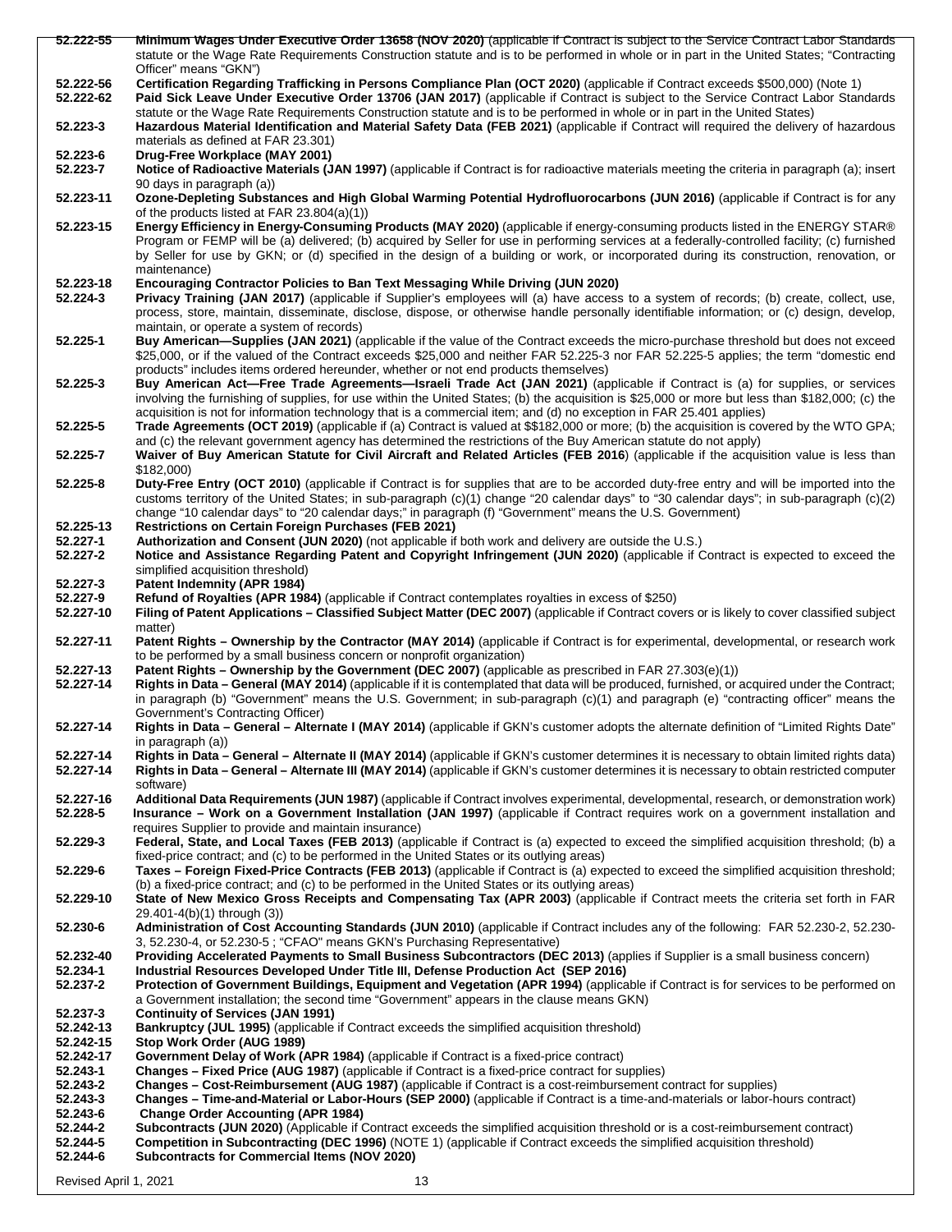**52.222-55** **Minimum Wages Under Executive Order 13658 (NOV 2020)** (applicable if Contract is subject to the Service Contract Labor Standards statute or the Wage Rate Requirements Construction statute and is to be performed in whole or in part in the United States; "Contracting Officer" means "GKN")

**52.222-56** **Certification Regarding Trafficking in Persons Compliance Plan (OCT 2020)** (applicable if Contract exceeds $500,000) (Note 1)

**52.222-62** **Paid Sick Leave Under Executive Order 13706 (JAN 2017)** (applicable if Contract is subject to the Service Contract Labor Standards statute or the Wage Rate Requirements Construction statute and is to be performed in whole or in part in the United States)

**52.223-3** **Hazardous Material Identification and Material Safety Data (FEB 2021)** (applicable if Contract will required the delivery of hazardous materials as defined at FAR 23.301)

**52.223-6** **Drug-Free Workplace (MAY 2001)**

**52.223-7** **Notice of Radioactive Materials (JAN 1997)** (applicable if Contract is for radioactive materials meeting the criteria in paragraph (a); insert 90 days in paragraph (a))

**52.223-11** **Ozone-Depleting Substances and High Global Warming Potential Hydrofluorocarbons (JUN 2016)** (applicable if Contract is for any of the products listed at FAR 23.804(a)(1))

**52.223-15** **Energy Efficiency in Energy-Consuming Products (MAY 2020)** (applicable if energy-consuming products listed in the ENERGY STAR® Program or FEMP will be (a) delivered; (b) acquired by Seller for use in performing services at a federally-controlled facility; (c) furnished by Seller for use by GKN; or (d) specified in the design of a building or work, or incorporated during its construction, renovation, or maintenance)

**52.223-18** **Encouraging Contractor Policies to Ban Text Messaging While Driving (JUN 2020)**

**52.224-3** **Privacy Training (JAN 2017)** (applicable if Supplier's employees will (a) have access to a system of records; (b) create, collect, use, process, store, maintain, disseminate, disclose, dispose, or otherwise handle personally identifiable information; or (c) design, develop, maintain, or operate a system of records)

**52.225-1** **Buy American—Supplies (JAN 2021)** (applicable if the value of the Contract exceeds the micro-purchase threshold but does not exceed $25,000, or if the valued of the Contract exceeds $25,000 and neither FAR 52.225-3 nor FAR 52.225-5 applies; the term "domestic end products" includes items ordered hereunder, whether or not end products themselves)

**52.225-3** **Buy American Act—Free Trade Agreements—Israeli Trade Act (JAN 2021)** (applicable if Contract is (a) for supplies, or services involving the furnishing of supplies, for use within the United States; (b) the acquisition is $25,000 or more but less than $182,000; (c) the acquisition is not for information technology that is a commercial item; and (d) no exception in FAR 25.401 applies)

**52.225-5** **Trade Agreements (OCT 2019)** (applicable if (a) Contract is valued at $$182,000 or more; (b) the acquisition is covered by the WTO GPA; and (c) the relevant government agency has determined the restrictions of the Buy American statute do not apply)

**52.225-7** **Waiver of Buy American Statute for Civil Aircraft and Related Articles (FEB 2016)** (applicable if the acquisition value is less than $182,000)

**52.225-8** **Duty-Free Entry (OCT 2010)** (applicable if Contract is for supplies that are to be accorded duty-free entry and will be imported into the customs territory of the United States; in sub-paragraph (c)(1) change "20 calendar days" to "30 calendar days"; in sub-paragraph (c)(2) change "10 calendar days" to "20 calendar days;" in paragraph (f) "Government" means the U.S. Government)

**52.225-13** **Restrictions on Certain Foreign Purchases (FEB 2021)**

**52.227-1** **Authorization and Consent (JUN 2020)** (not applicable if both work and delivery are outside the U.S.)

**52.227-2** **Notice and Assistance Regarding Patent and Copyright Infringement (JUN 2020)** (applicable if Contract is expected to exceed the simplified acquisition threshold)

**52.227-3** **Patent Indemnity (APR 1984)**

**52.227-9** **Refund of Royalties (APR 1984)** (applicable if Contract contemplates royalties in excess of $250)

**52.227-10** **Filing of Patent Applications – Classified Subject Matter (DEC 2007)** (applicable if Contract covers or is likely to cover classified subject matter)

**52.227-11** **Patent Rights – Ownership by the Contractor (MAY 2014)** (applicable if Contract is for experimental, developmental, or research work to be performed by a small business concern or nonprofit organization)

**52.227-13** **Patent Rights – Ownership by the Government (DEC 2007)** (applicable as prescribed in FAR 27.303(e)(1))

**52.227-14** **Rights in Data – General (MAY 2014)** (applicable if it is contemplated that data will be produced, furnished, or acquired under the Contract; in paragraph (b) "Government" means the U.S. Government; in sub-paragraph (c)(1) and paragraph (e) "contracting officer" means the Government's Contracting Officer)

**52.227-14** **Rights in Data – General – Alternate I (MAY 2014)** (applicable if GKN's customer adopts the alternate definition of "Limited Rights Date" in paragraph (a))

**52.227-14** **Rights in Data – General – Alternate II (MAY 2014)** (applicable if GKN's customer determines it is necessary to obtain limited rights data)

**52.227-14** **Rights in Data – General – Alternate III (MAY 2014)** (applicable if GKN's customer determines it is necessary to obtain restricted computer software)

**52.227-16** **Additional Data Requirements (JUN 1987)** (applicable if Contract involves experimental, developmental, research, or demonstration work)

**52.228-5** **Insurance – Work on a Government Installation (JAN 1997)** (applicable if Contract requires work on a government installation and requires Supplier to provide and maintain insurance)

**52.229-3** **Federal, State, and Local Taxes (FEB 2013)** (applicable if Contract is (a) expected to exceed the simplified acquisition threshold; (b) a fixed-price contract; and (c) to be performed in the United States or its outlying areas)

**52.229-6** **Taxes – Foreign Fixed-Price Contracts (FEB 2013)** (applicable if Contract is (a) expected to exceed the simplified acquisition threshold; (b) a fixed-price contract; and (c) to be performed in the United States or its outlying areas)

**52.229-10** **State of New Mexico Gross Receipts and Compensating Tax (APR 2003)** (applicable if Contract meets the criteria set forth in FAR 29.401-4(b)(1) through (3))

**52.230-6** **Administration of Cost Accounting Standards (JUN 2010)** (applicable if Contract includes any of the following: FAR 52.230-2, 52.230-3, 52.230-4, or 52.230-5 ; "CFAO" means GKN's Purchasing Representative)

**52.232-40** **Providing Accelerated Payments to Small Business Subcontractors (DEC 2013)** (applies if Supplier is a small business concern)

**52.234-1** **Industrial Resources Developed Under Title III, Defense Production Act (SEP 2016)**

**52.237-2** **Protection of Government Buildings, Equipment and Vegetation (APR 1994)** (applicable if Contract is for services to be performed on a Government installation; the second time "Government" appears in the clause means GKN)

**52.237-3** **Continuity of Services (JAN 1991)**

**52.242-13** **Bankruptcy (JUL 1995)** (applicable if Contract exceeds the simplified acquisition threshold)

**52.242-15** **Stop Work Order (AUG 1989)**

**52.242-17** **Government Delay of Work (APR 1984)** (applicable if Contract is a fixed-price contract)

**52.243-1** **Changes – Fixed Price (AUG 1987)** (applicable if Contract is a fixed-price contract for supplies)

**52.243-2** **Changes – Cost-Reimbursement (AUG 1987)** (applicable if Contract is a cost-reimbursement contract for supplies)

**52.243-3** **Changes – Time-and-Material or Labor-Hours (SEP 2000)** (applicable if Contract is a time-and-materials or labor-hours contract)

**52.243-6** **Change Order Accounting (APR 1984)**

**52.244-2** **Subcontracts (JUN 2020)** (Applicable if Contract exceeds the simplified acquisition threshold or is a cost-reimbursement contract)

**52.244-5** **Competition in Subcontracting (DEC 1996)** (NOTE 1) (applicable if Contract exceeds the simplified acquisition threshold)

**52.244-6** **Subcontracts for Commercial Items (NOV 2020)**

Revised April 1, 2021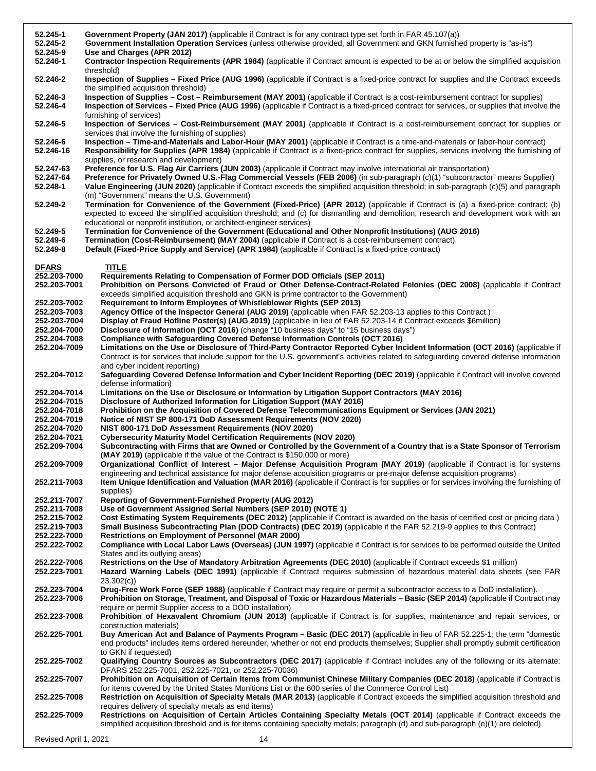**52.245-1** **Government Property (JAN 2017)** (applicable if Contract is for any contract type set forth in FAR 45.107(a))

**52.245-2** **Government Installation Operation Services** (unless otherwise provided, all Government and GKN furnished property is "as-is")

**52.245-9** **Use and Charges (APR 2012)**

**52.246-1** **Contractor Inspection Requirements (APR 1984)** (applicable if Contract amount is expected to be at or below the simplified acquisition threshold)

**52.246-2** **Inspection of Supplies – Fixed Price (AUG 1996)** (applicable if Contract is a fixed-price contract for supplies and the Contract exceeds the simplified acquisition threshold)

**52.246-3** **Inspection of Supplies – Cost – Reimbursement (MAY 2001)** (applicable if Contract is a cost-reimbursement contract for supplies)

**52.246-4** **Inspection of Services – Fixed Price (AUG 1996)** (applicable if Contract is a fixed-priced contract for services, or supplies that involve the furnishing of services)

**52.246-5** **Inspection of Services – Cost-Reimbursement (MAY 2001)** (applicable if Contract is a cost-reimbursement contract for supplies or services that involve the furnishing of supplies)

**52.246-6** **Inspection – Time-and-Materials and Labor-Hour (MAY 2001)** (applicable if Contract is a time-and-materials or labor-hour contract)

**52.246-16** **Responsibility for Supplies (APR 1984)** (applicable if Contract is a fixed-price contract for supplies, services involving the furnishing of supplies, or research and development)

**52.247-63** **Preference for U.S. Flag Air Carriers (JUN 2003)** (applicable if Contract may involve international air transportation)

**52.247-64** **Preference for Privately Owned U.S.-Flag Commercial Vessels (FEB 2006)** (in sub-paragraph (c)(1) "subcontractor" means Supplier)

**52.248-1** **Value Engineering (JUN 2020)** (applicable if Contract exceeds the simplified acquisition threshold; in sub-paragraph (c)(5) and paragraph (m) "Government" means the U.S. Government)

**52.249-2** **Termination for Convenience of the Government (Fixed-Price) (APR 2012)** (applicable if Contract is (a) a fixed-price contract; (b) expected to exceed the simplified acquisition threshold; and (c) for dismantling and demolition, research and development work with an educational or nonprofit institution, or architect-engineer services)

**52.249-5** **Termination for Convenience of the Government (Educational and Other Nonprofit Institutions) (AUG 2016)**

**52.249-6** **Termination (Cost-Reimbursement) (MAY 2004)** (applicable if Contract is a cost-reimbursement contract)

**52.249-8** **Default (Fixed-Price Supply and Service) (APR 1984)** (applicable if Contract is a fixed-price contract)

**<u>DFARS</u>** **<u>TITLE</u>**

**252.203-7000** **Requirements Relating to Compensation of Former DOD Officials (SEP 2011)**

**252.203-7001** **Prohibition on Persons Convicted of Fraud or Other Defense-Contract-Related Felonies (DEC 2008)** (applicable if Contract exceeds simplified acquisition threshold and GKN is prime contractor to the Government)

**252.203-7002** **Requirement to Inform Employees of Whistleblower Rights (SEP 2013)**

**252.203-7003** **Agency Office of the Inspector General (AUG 2019)** (applicable when FAR 52.203-13 applies to this Contract.)

**252.203-7004** **Display of Fraud Hotline Poster(s) (AUG 2019)** (applicable in lieu of FAR 52.203-14 if Contract exceeds $6million)

**252.204-7000** **Disclosure of Information (OCT 2016)** (change "10 business days" to "15 business days")

**252.204-7008** **Compliance with Safeguarding Covered Defense Information Controls (OCT 2016)**

**252.204-7009** **Limitations on the Use or Disclosure of Third-Party Contractor Reported Cyber Incident Information (OCT 2016)** (applicable if Contract is for services that include support for the U.S. government's activities related to safeguarding covered defense information and cyber incident reporting)

**252.204-7012** **Safeguarding Covered Defense Information and Cyber Incident Reporting (DEC 2019)** (applicable if Contract will involve covered defense information)

**252.204-7014** **Limitations on the Use or Disclosure or Information by Litigation Support Contractors (MAY 2016)**

**252.204-7015** **Disclosure of Authorized Information for Litigation Support (MAY 2016)**

**252.204-7018** **Prohibition on the Acquisition of Covered Defense Telecommunications Equipment or Services (JAN 2021)**

**252.204-7019** **Notice of NIST SP 800-171 DoD Assessment Requirements (NOV 2020)**

**252.204-7020** **NIST 800-171 DoD Assessment Requirements (NOV 2020)**

**252.204-7021** **Cybersecurity Maturity Model Certification Requirements (NOV 2020)**

**252.209-7004** **Subcontracting with Firms that are Owned or Controlled by the Government of a Country that is a State Sponsor of Terrorism (MAY 2019)** (applicable if the value of the Contract is $150,000 or more)

**252.209-7009** **Organizational Conflict of Interest – Major Defense Acquisition Program (MAY 2019)** (applicable if Contract is for systems engineering and technical assistance for major defense acquisition programs or pre-major defense acquisition programs)

**252.211-7003** **Item Unique Identification and Valuation (MAR 2016)** (applicable if Contract is for supplies or for services involving the furnishing of supplies)

**252.211-7007** **Reporting of Government-Furnished Property (AUG 2012)**

**252.211-7008** **Use of Government Assigned Serial Numbers (SEP 2010) (NOTE 1)**

**252.215-7002** **Cost Estimating System Requirements (DEC 2012)** (applicable if Contract is awarded on the basis of certified cost or pricing data )

**252.219-7003** **Small Business Subcontracting Plan (DOD Contracts) (DEC 2019)** (applicable if the FAR 52.219-9 applies to this Contract)

**252.222-7000** **Restrictions on Employment of Personnel (MAR 2000)**

**252.222-7002** **Compliance with Local Labor Laws (Overseas) (JUN 1997)** (applicable if Contract is for services to be performed outside the United States and its outlying areas)

**252.222-7006** **Restrictions on the Use of Mandatory Arbitration Agreements (DEC 2010)** (applicable if Contract exceeds $1 million)

**252.223-7001** **Hazard Warning Labels (DEC 1991)** (applicable if Contract requires submission of hazardous material data sheets (see FAR 23.302(c))

**252.223-7004** **Drug-Free Work Force (SEP 1988)** (applicable if Contract may require or permit a subcontractor access to a DoD installation).

**252.223-7006** **Prohibition on Storage, Treatment, and Disposal of Toxic or Hazardous Materials – Basic (SEP 2014)** (applicable if Contract may require or permit Supplier access to a DOD installation)

**252.223-7008** **Prohibition of Hexavalent Chromium (JUN 2013)** (applicable if Contract is for supplies, maintenance and repair services, or construction materials)

**252.225-7001** **Buy American Act and Balance of Payments Program – Basic (DEC 2017)** (applicable in lieu of FAR 52.225-1; the term "domestic end products" includes items ordered hereunder, whether or not end products themselves; Supplier shall promptly submit certification to GKN if requested)

**252.225-7002** **Qualifying Country Sources as Subcontractors (DEC 2017)** (applicable if Contract includes any of the following or its alternate: DFARS 252.225-7001, 252.225-7021, or 252.225-70036)

**252.225-7007** **Prohibition on Acquisition of Certain Items from Communist Chinese Military Companies (DEC 2018)** (applicable if Contract is for items covered by the United States Munitions List or the 600 series of the Commerce Control List)

**252.225-7008** **Restriction on Acquisition of Specialty Metals (MAR 2013)** (applicable if Contract exceeds the simplified acquisition threshold and requires delivery of specialty metals as end items)

**252.225-7009** **Restrictions on Acquisition of Certain Articles Containing Specialty Metals (OCT 2014)** (applicable if Contract exceeds the simplified acquisition threshold and is for items containing specialty metals; paragraph (d) and sub-paragraph (e)(1) are deleted)

Revised April 1, 2021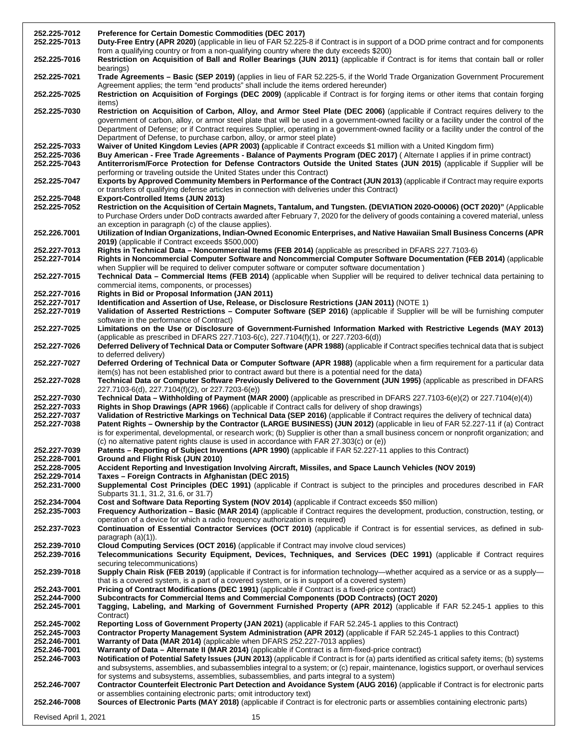| | |
|---|---|
| 252.225-7012 | **Preference for Certain Domestic Commodities (DEC 2017)** |
| 252.225-7013 | **Duty-Free Entry (APR 2020)** (applicable in lieu of FAR 52.225-8 if Contract is in support of a DOD prime contract and for components from a qualifying country or from a non-qualifying country where the duty exceeds $200) |
| 252.225-7016 | **Restriction on Acquisition of Ball and Roller Bearings (JUN 2011)** (applicable if Contract is for items that contain ball or roller bearings) |
| 252.225-7021 | **Trade Agreements – Basic (SEP 2019)** (applies in lieu of FAR 52.225-5, if the World Trade Organization Government Procurement Agreement applies; the term "end products" shall include the items ordered hereunder) |
| 252.225-7025 | **Restriction on Acquisition of Forgings (DEC 2009)** (applicable if Contract is for forging items or other items that contain forging items) |
| 252.225-7030 | **Restriction on Acquisition of Carbon, Alloy, and Armor Steel Plate (DEC 2006)** (applicable if Contract requires delivery to the government of carbon, alloy, or armor steel plate that will be used in a government-owned facility or a facility under the control of the Department of Defense; or if Contract requires Supplier, operating in a government-owned facility or a facility under the control of the Department of Defense, to purchase carbon, alloy, or armor steel plate) |
| 252.225-7033 | **Waiver of United Kingdom Levies (APR 2003) (**applicable if Contract exceeds $1 million with a United Kingdom firm) |
| 252.225-7036 | **Buy American - Free Trade Agreements - Balance of Payments Program (DEC 2017)** ( Alternate I applies if in prime contract) |
| 252.225-7043 | **Antiterrorism/Force Protection for Defense Contractors Outside the United States (JUN 2015)** (applicable if Supplier will be performing or traveling outside the United States under this Contract) |
| 252.225-7047 | **Exports by Approved Community Members in Performance of the Contract (JUN 2013)** (applicable if Contract may require exports or transfers of qualifying defense articles in connection with deliveries under this Contract) |
| 252.225-7048 | **Export-Controlled Items (JUN 2013)** |
| 252.225-7052 | **Restriction on the Acquisition of Certain Magnets, Tantalum, and Tungsten. (DEVIATION 2020-O0006) (OCT 2020)"** (Applicable to Purchase Orders under DoD contracts awarded after February 7, 2020 for the delivery of goods containing a covered material, unless an exception in paragraph (c) of the clause applies). |
| 252.226.7001 | **Utilization of Indian Organizations, Indian-Owned Economic Enterprises, and Native Hawaiian Small Business Concerns (APR 2019)** (applicable if Contract exceeds $500,000) |
| 252.227-7013 | **Rights in Technical Data – Noncommercial Items (FEB 2014)** (applicable as prescribed in DFARS 227.7103-6) |
| 252.227-7014 | **Rights in Noncommercial Computer Software and Noncommercial Computer Software Documentation (FEB 2014)** (applicable when Supplier will be required to deliver computer software or computer software documentation ) |
| 252.227-7015 | **Technical Data – Commercial Items (FEB 2014)** (applicable when Supplier will be required to deliver technical data pertaining to commercial items, components, or processes) |
| 252.227-7016 | **Rights in Bid or Proposal Information (JAN 2011)** |
| 252.227-7017 | **Identification and Assertion of Use, Release, or Disclosure Restrictions (JAN 2011)** (NOTE 1) |
| 252.227-7019 | **Validation of Asserted Restrictions – Computer Software (SEP 2016)** (applicable if Supplier will be will be furnishing computer software in the performance of Contract) |
| 252.227-7025 | **Limitations on the Use or Disclosure of Government-Furnished Information Marked with Restrictive Legends (MAY 2013)** (applicable as prescribed in DFARS 227.7103-6(c), 227.7104(f)(1), or 227.7203-6(d)) |
| 252.227-7026 | **Deferred Delivery of Technical Data or Computer Software (APR 1988)** (applicable if Contract specifies technical data that is subject to deferred delivery) |
| 252.227-7027 | **Deferred Ordering of Technical Data or Computer Software (APR 1988)** (applicable when a firm requirement for a particular data item(s) has not been established prior to contract award but there is a potential need for the data) |
| 252.227-7028 | **Technical Data or Computer Software Previously Delivered to the Government (JUN 1995)** (applicable as prescribed in DFARS 227.7103-6(d), 227.7104(f)(2), or 227.7203-6(e)) |
| 252.227-7030 | **Technical Data – Withholding of Payment (MAR 2000)** (applicable as prescribed in DFARS 227.7103-6(e)(2) or 227.7104(e)(4)) |
| 252.227-7033 | **Rights in Shop Drawings (APR 1966)** (applicable if Contract calls for delivery of shop drawings) |
| 252.227-7037 | **Validation of Restrictive Markings on Technical Data (SEP 2016)** (applicable if Contract requires the delivery of technical data) |
| 252.227-7038 | **Patent Rights – Ownership by the Contractor (LARGE BUSINESS) (JUN 2012)** (applicable in lieu of FAR 52.227-11 if (a) Contract is for experimental, developmental, or research work; (b) Supplier is other than a small business concern or nonprofit organization; and (c) no alternative patent rights clause is used in accordance with FAR 27.303(c) or (e)) |
| 252.227-7039 | **Patents – Reporting of Subject Inventions (APR 1990)** (applicable if FAR 52.227-11 applies to this Contract) |
| 252.228-7001 | **Ground and Flight Risk (JUN 2010)** |
| 252.228-7005 | **Accident Reporting and Investigation Involving Aircraft, Missiles, and Space Launch Vehicles (NOV 2019)** |
| 252.229-7014 | **Taxes – Foreign Contracts in Afghanistan (DEC 2015)** |
| 252.231-7000 | **Supplemental Cost Principles (DEC 1991)** (applicable if Contract is subject to the principles and procedures described in FAR Subparts 31.1, 31.2, 31.6, or 31.7) |
| 252.234-7004 | **Cost and Software Data Reporting System (NOV 2014)** (applicable if Contract exceeds $50 million) |
| 252.235-7003 | **Frequency Authorization – Basic (MAR 2014)** (applicable if Contract requires the development, production, construction, testing, or operation of a device for which a radio frequency authorization is required) |
| 252.237-7023 | **Continuation of Essential Contractor Services (OCT 2010)** (applicable if Contract is for essential services, as defined in sub-paragraph (a)(1)). |
| 252.239-7010 | **Cloud Computing Services (OCT 2016)** (applicable if Contract may involve cloud services) |
| 252.239-7016 | **Telecommunications Security Equipment, Devices, Techniques, and Services (DEC 1991)** (applicable if Contract requires securing telecommunications) |
| 252.239-7018 | **Supply Chain Risk (FEB 2019)** (applicable if Contract is for information technology—whether acquired as a service or as a supply—that is a covered system, is a part of a covered system, or is in support of a covered system) |
| 252.243-7001 | **Pricing of Contract Modifications (DEC 1991)** (applicable if Contract is a fixed-price contract) |
| 252.244-7000 | **Subcontracts for Commercial Items and Commercial Components (DOD Contracts) (OCT 2020)** |
| 252.245-7001 | **Tagging, Labeling, and Marking of Government Furnished Property (APR 2012)** (applicable if FAR 52.245-1 applies to this Contract) |
| 252.245-7002 | **Reporting Loss of Government Property (JAN 2021)** (applicable if FAR 52.245-1 applies to this Contract) |
| 252.245-7003 | **Contractor Property Management System Administration (APR 2012)** (applicable if FAR 52.245-1 applies to this Contract) |
| 252.246-7001 | **Warranty of Data (MAR 2014)** (applicable when DFARS 252.227-7013 applies) |
| 252.246-7001 | **Warranty of Data – Alternate II (MAR 2014)** (applicable if Contract is a firm-fixed-price contract) |
| 252.246-7003 | **Notification of Potential Safety Issues (JUN 2013)** (applicable if Contract is for (a) parts identified as critical safety items; (b) systems and subsystems, assemblies, and subassemblies integral to a system; or (c) repair, maintenance, logistics support, or overhaul services for systems and subsystems, assemblies, subassemblies, and parts integral to a system) |
| 252.246-7007 | **Contractor Counterfeit Electronic Part Detection and Avoidance System (AUG 2016)** (applicable if Contract is for electronic parts or assemblies containing electronic parts; omit introductory text) |
| 252.246-7008 | **Sources of Electronic Parts (MAY 2018)** (applicable if Contract is for electronic parts or assemblies containing electronic parts) |

Revised April 1, 2021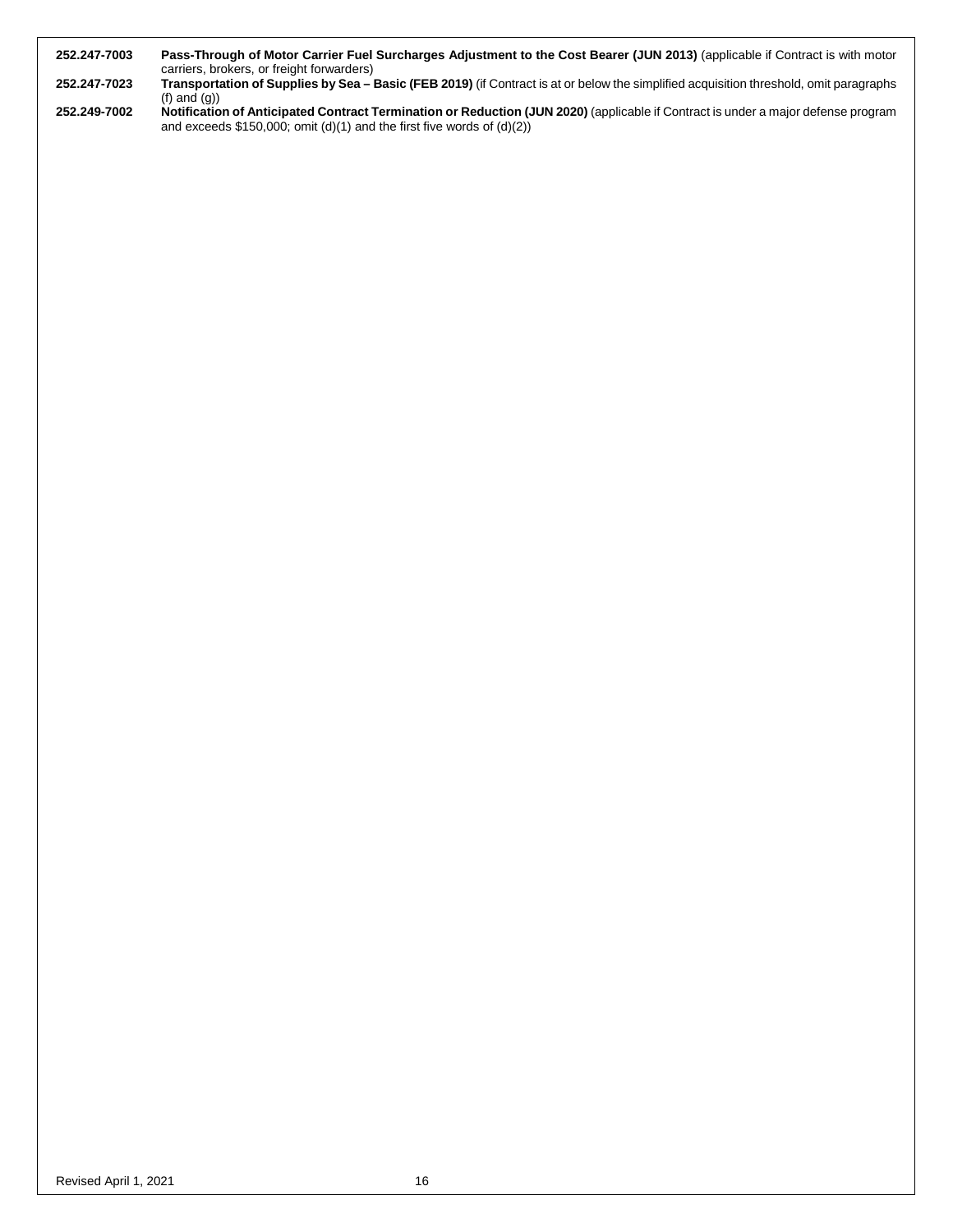**252.247-7003** **Pass-Through of Motor Carrier Fuel Surcharges Adjustment to the Cost Bearer (JUN 2013)** (applicable if Contract is with motor carriers, brokers, or freight forwarders)

**252.247-7023** **Transportation of Supplies by Sea – Basic (FEB 2019)** (if Contract is at or below the simplified acquisition threshold, omit paragraphs (f) and (g))

**252.249-7002** **Notification of Anticipated Contract Termination or Reduction (JUN 2020)** (applicable if Contract is under a major defense program and exceeds $150,000; omit (d)(1) and the first five words of (d)(2))

Revised April 1, 2021